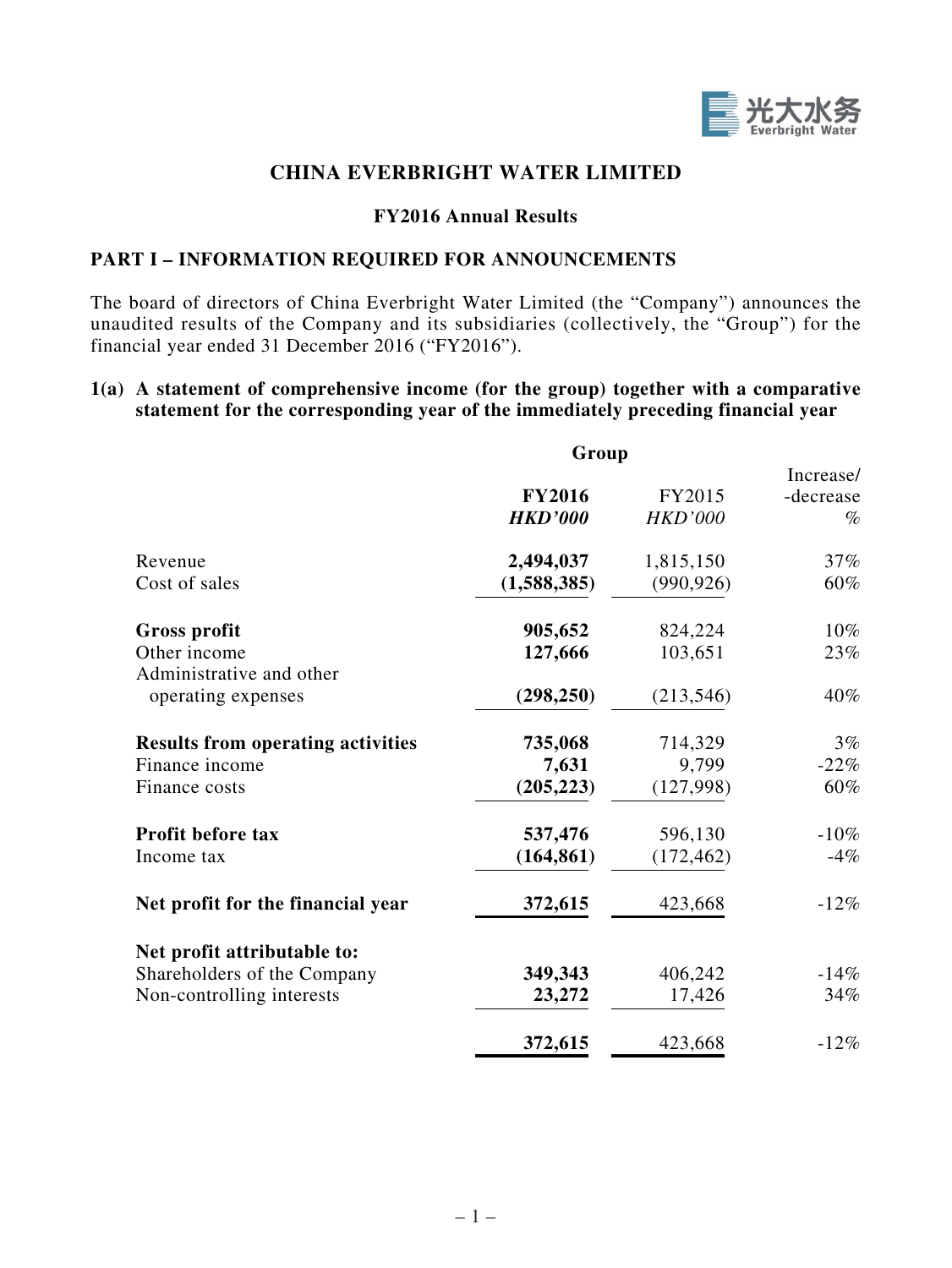# CHINA EVERBRIGHT WATER LIMITED

## FY2016 Annual Results

## PART I – INFORMATION REQUIRED FOR ANNOUNCEMENTS

The board of directors of China Everbright Water Limited (the "Company") announces the unaudited results of the Company and its subsidiaries (collectively, the "Group") for the financial year ended 31 December 2016 ("FY2016").

### 1(a) A statement of comprehensive income (for the group) together with a comparative statement for the corresponding year of the immediately preceding financial year

| | Group | | |
|---|---|---|---|
| | **FY2016** | FY2015 | Increase/ -decrease |
| | ***HKD'000*** | *HKD'000* | *%* |
| Revenue | **2,494,037** | 1,815,150 | 37% |
| Cost of sales | **(1,588,385)** | (990,926) | 60% |
| **Gross profit** | **905,652** | 824,224 | 10% |
| Other income | **127,666** | 103,651 | 23% |
| Administrative and other operating expenses | **(298,250)** | (213,546) | 40% |
| **Results from operating activities** | **735,068** | 714,329 | 3% |
| Finance income | **7,631** | 9,799 | -22% |
| Finance costs | **(205,223)** | (127,998) | 60% |
| **Profit before tax** | **537,476** | 596,130 | -10% |
| Income tax | **(164,861)** | (172,462) | -4% |
| **Net profit for the financial year** | **372,615** | 423,668 | -12% |
| **Net profit attributable to:** | | | |
| Shareholders of the Company | **349,343** | 406,242 | -14% |
| Non-controlling interests | **23,272** | 17,426 | 34% |
| | **372,615** | 423,668 | -12% |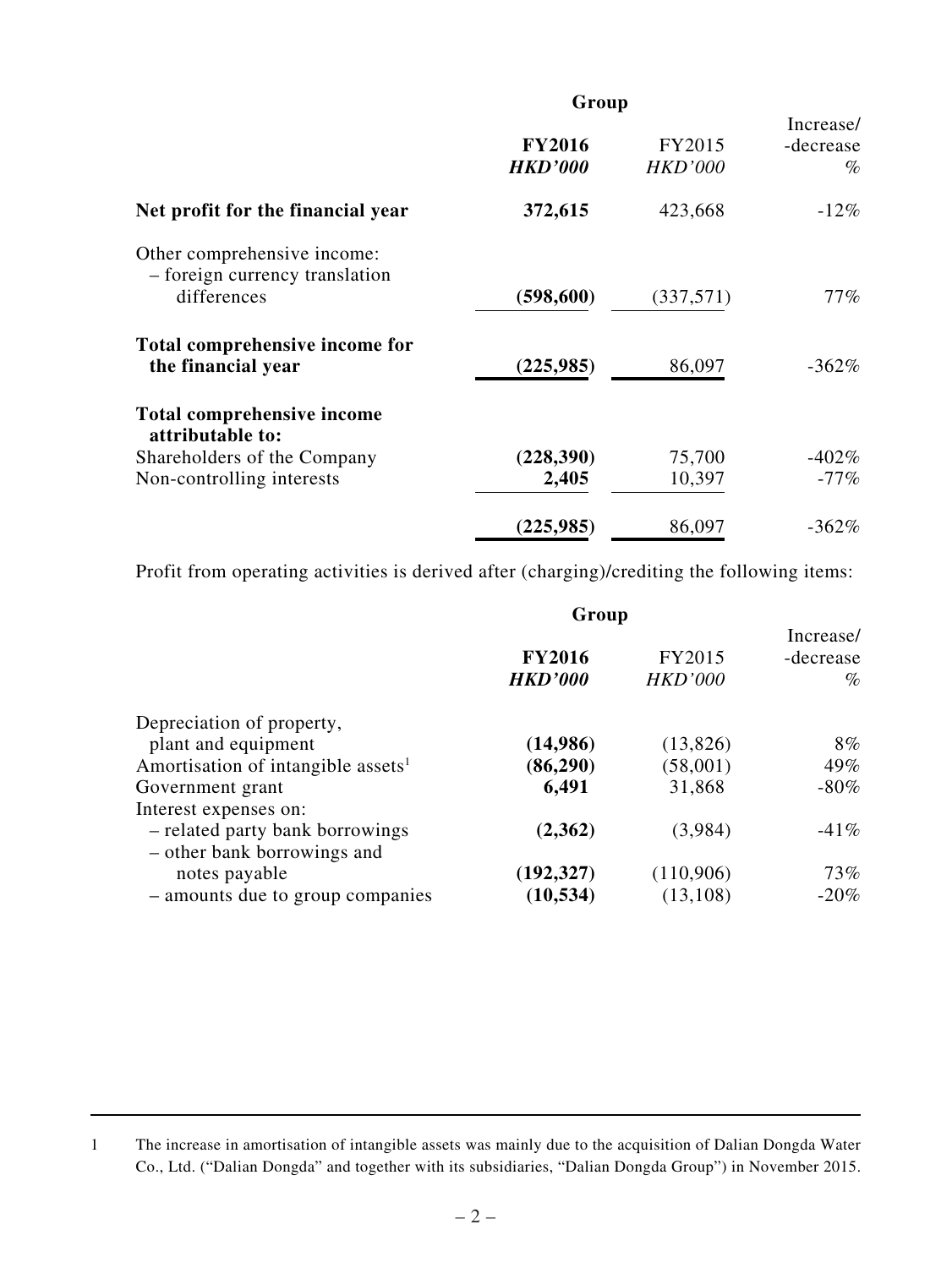| | Group | | |
|---|---|---|---|
| | **FY2016** | FY2015 | Increase/ -decrease |
| | ***HKD'000*** | *HKD'000* | % |
| **Net profit for the financial year** | **372,615** | 423,668 | -12% |
| Other comprehensive income: – foreign currency translation differences | **(598,600)** | (337,571) | 77% |
| **Total comprehensive income for the financial year** | **(225,985)** | 86,097 | -362% |
| **Total comprehensive income attributable to:** | | | |
| Shareholders of the Company | **(228,390)** | 75,700 | -402% |
| Non-controlling interests | **2,405** | 10,397 | -77% |
| | **(225,985)** | 86,097 | -362% |

Profit from operating activities is derived after (charging)/crediting the following items:

| | Group | | |
|---|---|---|---|
| | **FY2016** | FY2015 | Increase/ -decrease |
| | ***HKD'000*** | *HKD'000* | % |
| Depreciation of property, plant and equipment | **(14,986)** | (13,826) | 8% |
| Amortisation of intangible assets[1] | **(86,290)** | (58,001) | 49% |
| Government grant | **6,491** | 31,868 | -80% |
| Interest expenses on: | | | |
| – related party bank borrowings | **(2,362)** | (3,984) | -41% |
| – other bank borrowings and notes payable | **(192,327)** | (110,906) | 73% |
| – amounts due to group companies | **(10,534)** | (13,108) | -20% |

1 The increase in amortisation of intangible assets was mainly due to the acquisition of Dalian Dongda Water Co., Ltd. ("Dalian Dongda" and together with its subsidiaries, "Dalian Dongda Group") in November 2015.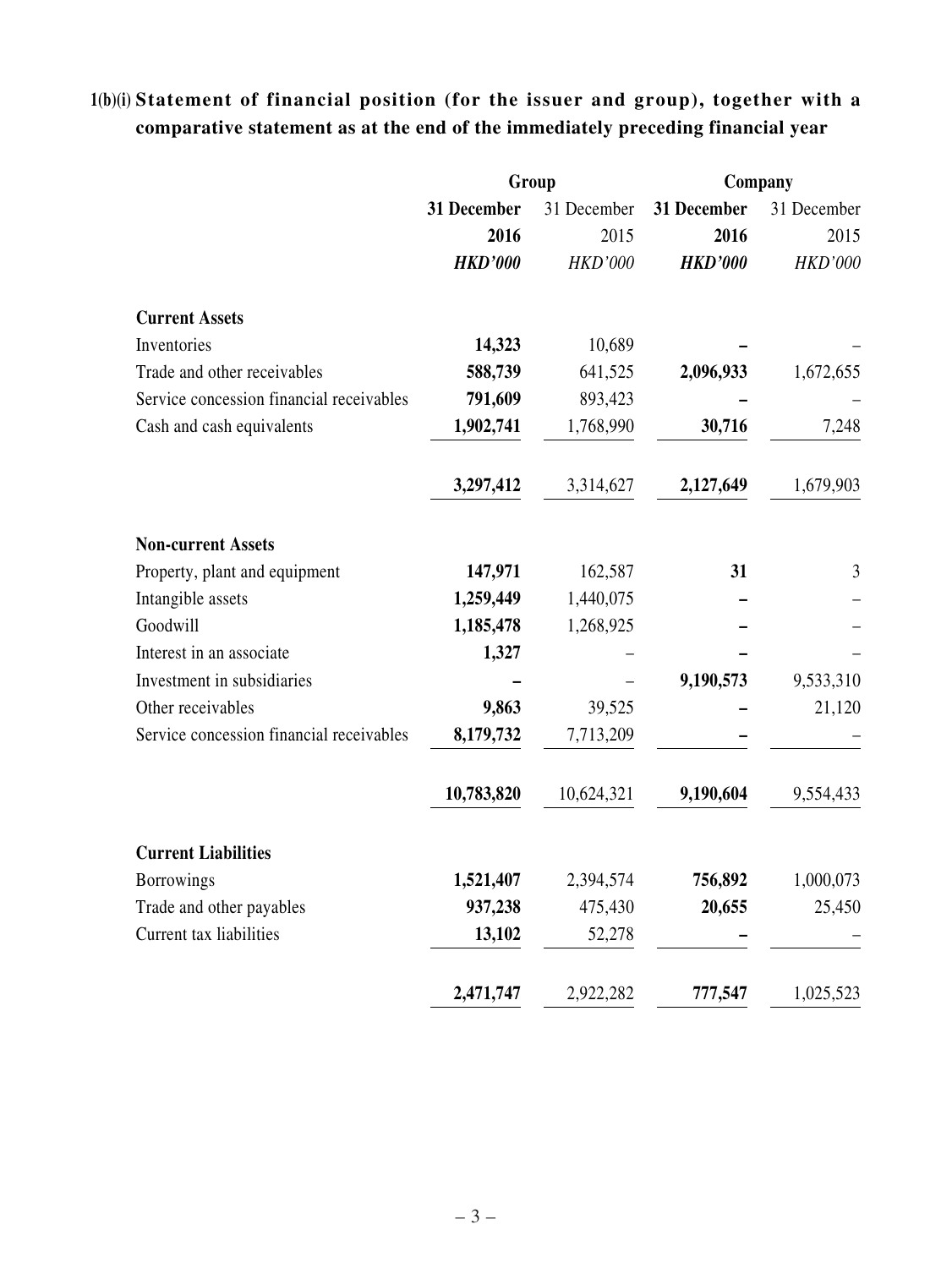## 1(b)(i) Statement of financial position (for the issuer and group), together with a comparative statement as at the end of the immediately preceding financial year

| | Group | | Company | |
|---|---|---|---|---|
| | **31 December 2016** | 31 December 2015 | **31 December 2016** | 31 December 2015 |
| | ***HKD'000*** | *HKD'000* | ***HKD'000*** | *HKD'000* |
| **Current Assets** | | | | |
| Inventories | **14,323** | 10,689 | **–** | – |
| Trade and other receivables | **588,739** | 641,525 | **2,096,933** | 1,672,655 |
| Service concession financial receivables | **791,609** | 893,423 | **–** | – |
| Cash and cash equivalents | **1,902,741** | 1,768,990 | **30,716** | 7,248 |
| | **3,297,412** | 3,314,627 | **2,127,649** | 1,679,903 |
| **Non-current Assets** | | | | |
| Property, plant and equipment | **147,971** | 162,587 | **31** | 3 |
| Intangible assets | **1,259,449** | 1,440,075 | **–** | – |
| Goodwill | **1,185,478** | 1,268,925 | **–** | – |
| Interest in an associate | **1,327** | – | **–** | – |
| Investment in subsidiaries | **–** | – | **9,190,573** | 9,533,310 |
| Other receivables | **9,863** | 39,525 | **–** | 21,120 |
| Service concession financial receivables | **8,179,732** | 7,713,209 | **–** | – |
| | **10,783,820** | 10,624,321 | **9,190,604** | 9,554,433 |
| **Current Liabilities** | | | | |
| Borrowings | **1,521,407** | 2,394,574 | **756,892** | 1,000,073 |
| Trade and other payables | **937,238** | 475,430 | **20,655** | 25,450 |
| Current tax liabilities | **13,102** | 52,278 | **–** | – |
| | **2,471,747** | 2,922,282 | **777,547** | 1,025,523 |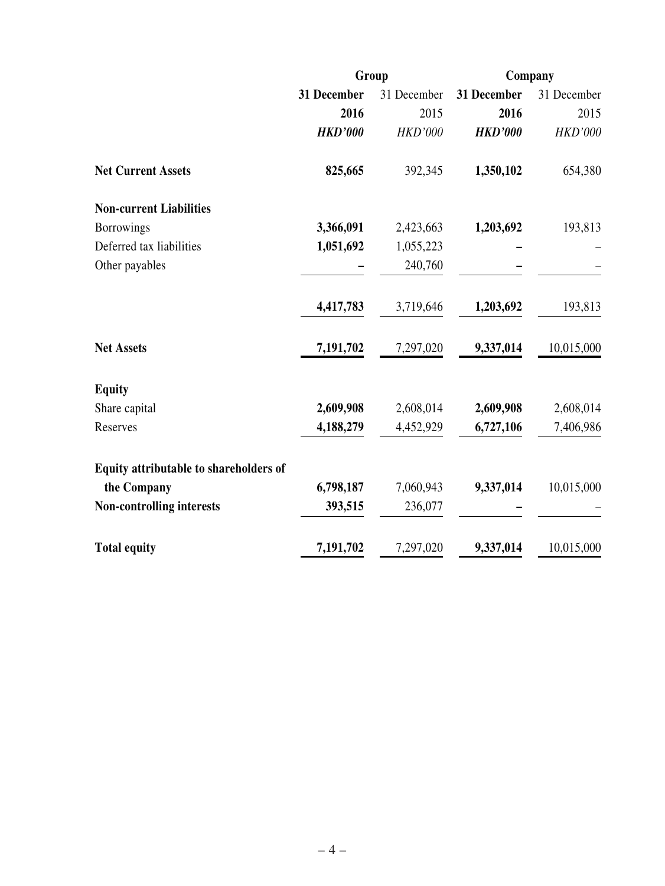| | Group | | Company | |
|---|---|---|---|---|
| | **31 December 2016** | 31 December 2015 | **31 December 2016** | 31 December 2015 |
| | ***HKD'000*** | *HKD'000* | ***HKD'000*** | *HKD'000* |
| **Net Current Assets** | **825,665** | 392,345 | **1,350,102** | 654,380 |
| **Non-current Liabilities** | | | | |
| Borrowings | **3,366,091** | 2,423,663 | **1,203,692** | 193,813 |
| Deferred tax liabilities | **1,051,692** | 1,055,223 | **–** | – |
| Other payables | **–** | 240,760 | **–** | – |
| | **4,417,783** | 3,719,646 | **1,203,692** | 193,813 |
| **Net Assets** | **7,191,702** | 7,297,020 | **9,337,014** | 10,015,000 |
| **Equity** | | | | |
| Share capital | **2,609,908** | 2,608,014 | **2,609,908** | 2,608,014 |
| Reserves | **4,188,279** | 4,452,929 | **6,727,106** | 7,406,986 |
| **Equity attributable to shareholders of the Company** | **6,798,187** | 7,060,943 | **9,337,014** | 10,015,000 |
| **Non-controlling interests** | **393,515** | 236,077 | **–** | – |
| **Total equity** | **7,191,702** | 7,297,020 | **9,337,014** | 10,015,000 |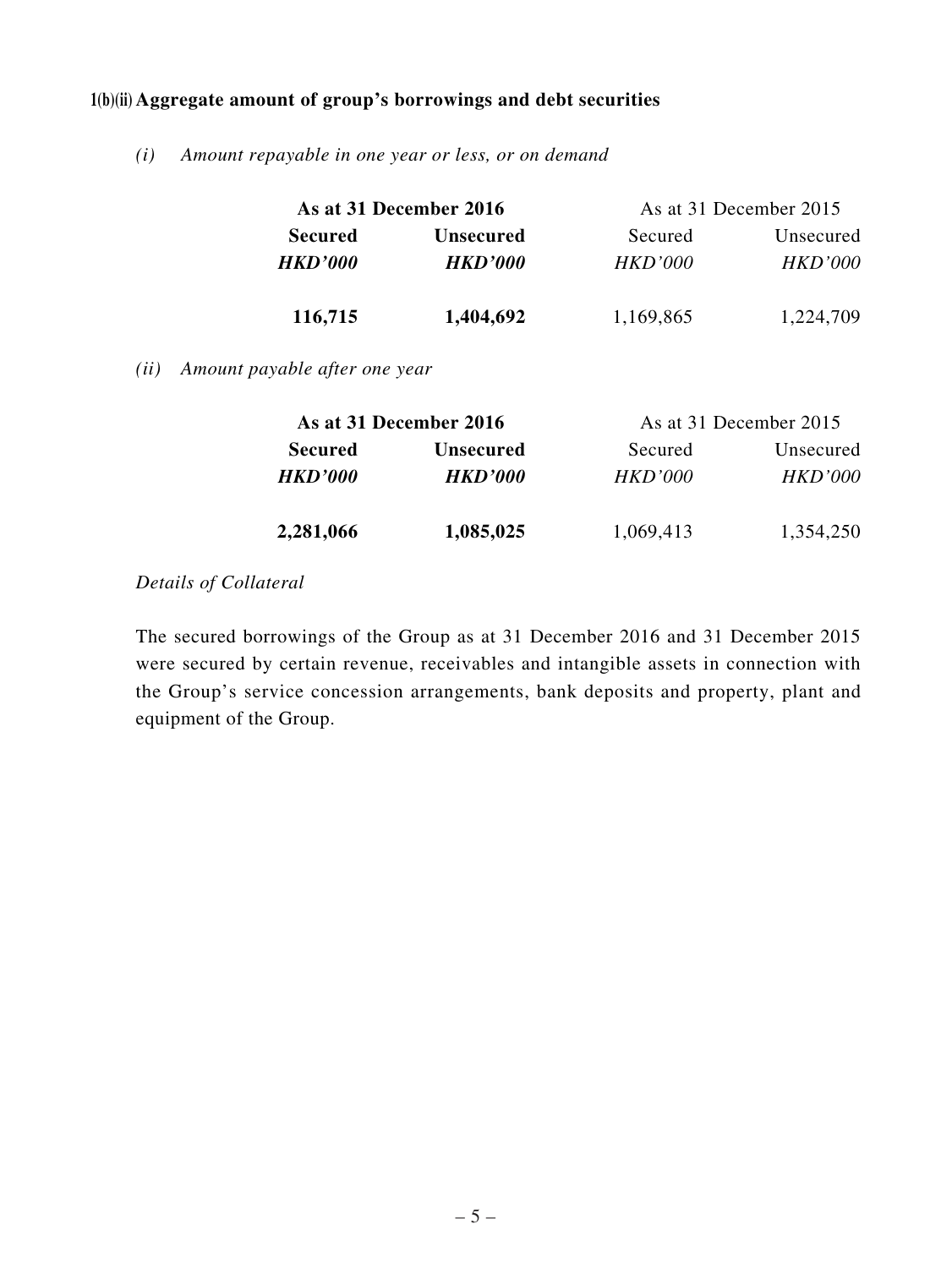### 1(b)(ii) Aggregate amount of group's borrowings and debt securities

*(i) Amount repayable in one year or less, or on demand*

| **As at 31 December 2016** | | As at 31 December 2015 | |
|---|---|---|---|
| **Secured** | **Unsecured** | Secured | Unsecured |
| ***HKD'000*** | ***HKD'000*** | *HKD'000* | *HKD'000* |
| **116,715** | **1,404,692** | 1,169,865 | 1,224,709 |

*(ii) Amount payable after one year*

| **As at 31 December 2016** | | As at 31 December 2015 | |
|---|---|---|---|
| **Secured** | **Unsecured** | Secured | Unsecured |
| ***HKD'000*** | ***HKD'000*** | *HKD'000* | *HKD'000* |
| **2,281,066** | **1,085,025** | 1,069,413 | 1,354,250 |

*Details of Collateral*

The secured borrowings of the Group as at 31 December 2016 and 31 December 2015 were secured by certain revenue, receivables and intangible assets in connection with the Group's service concession arrangements, bank deposits and property, plant and equipment of the Group.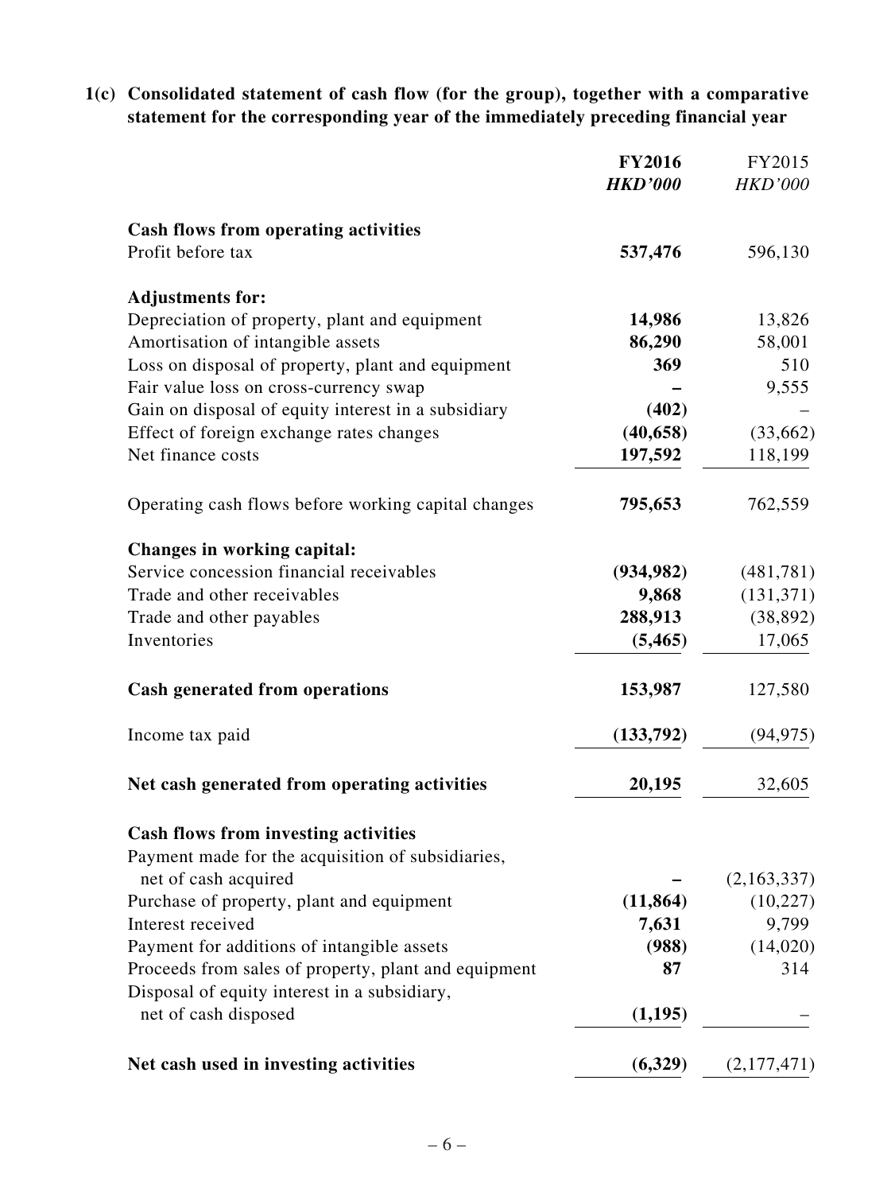**1(c) Consolidated statement of cash flow (for the group), together with a comparative statement for the corresponding year of the immediately preceding financial year**

| | **FY2016** | FY2015 |
|---|---|---|
| | ***HKD'000*** | *HKD'000* |
| **Cash flows from operating activities** | | |
| Profit before tax | **537,476** | 596,130 |
| **Adjustments for:** | | |
| Depreciation of property, plant and equipment | **14,986** | 13,826 |
| Amortisation of intangible assets | **86,290** | 58,001 |
| Loss on disposal of property, plant and equipment | **369** | 510 |
| Fair value loss on cross-currency swap | **–** | 9,555 |
| Gain on disposal of equity interest in a subsidiary | **(402)** | – |
| Effect of foreign exchange rates changes | **(40,658)** | (33,662) |
| Net finance costs | **197,592** | 118,199 |
| Operating cash flows before working capital changes | **795,653** | 762,559 |
| **Changes in working capital:** | | |
| Service concession financial receivables | **(934,982)** | (481,781) |
| Trade and other receivables | **9,868** | (131,371) |
| Trade and other payables | **288,913** | (38,892) |
| Inventories | **(5,465)** | 17,065 |
| **Cash generated from operations** | **153,987** | 127,580 |
| Income tax paid | **(133,792)** | (94,975) |
| **Net cash generated from operating activities** | **20,195** | 32,605 |
| **Cash flows from investing activities** | | |
| Payment made for the acquisition of subsidiaries, net of cash acquired | **–** | (2,163,337) |
| Purchase of property, plant and equipment | **(11,864)** | (10,227) |
| Interest received | **7,631** | 9,799 |
| Payment for additions of intangible assets | **(988)** | (14,020) |
| Proceeds from sales of property, plant and equipment | **87** | 314 |
| Disposal of equity interest in a subsidiary, net of cash disposed | **(1,195)** | – |
| **Net cash used in investing activities** | **(6,329)** | (2,177,471) |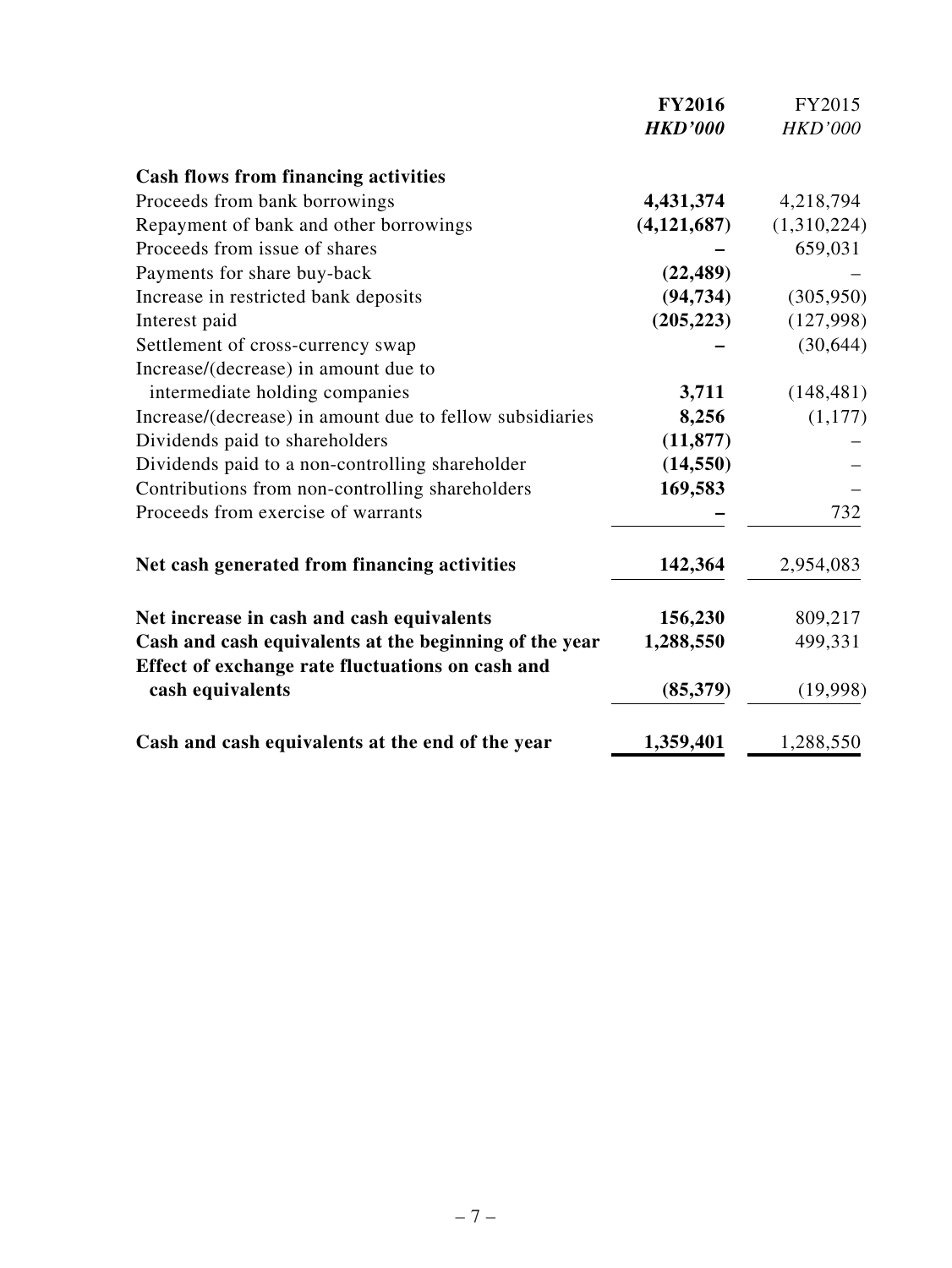| | **FY2016** | FY2015 |
|---|---|---|
| | ***HKD'000*** | *HKD'000* |
| **Cash flows from financing activities** | | |
| Proceeds from bank borrowings | **4,431,374** | 4,218,794 |
| Repayment of bank and other borrowings | **(4,121,687)** | (1,310,224) |
| Proceeds from issue of shares | **–** | 659,031 |
| Payments for share buy-back | **(22,489)** | – |
| Increase in restricted bank deposits | **(94,734)** | (305,950) |
| Interest paid | **(205,223)** | (127,998) |
| Settlement of cross-currency swap | **–** | (30,644) |
| Increase/(decrease) in amount due to intermediate holding companies | **3,711** | (148,481) |
| Increase/(decrease) in amount due to fellow subsidiaries | **8,256** | (1,177) |
| Dividends paid to shareholders | **(11,877)** | – |
| Dividends paid to a non-controlling shareholder | **(14,550)** | – |
| Contributions from non-controlling shareholders | **169,583** | – |
| Proceeds from exercise of warrants | **–** | 732 |
| **Net cash generated from financing activities** | **142,364** | 2,954,083 |
| **Net increase in cash and cash equivalents** | **156,230** | 809,217 |
| **Cash and cash equivalents at the beginning of the year** | **1,288,550** | 499,331 |
| **Effect of exchange rate fluctuations on cash and cash equivalents** | **(85,379)** | (19,998) |
| **Cash and cash equivalents at the end of the year** | **1,359,401** | 1,288,550 |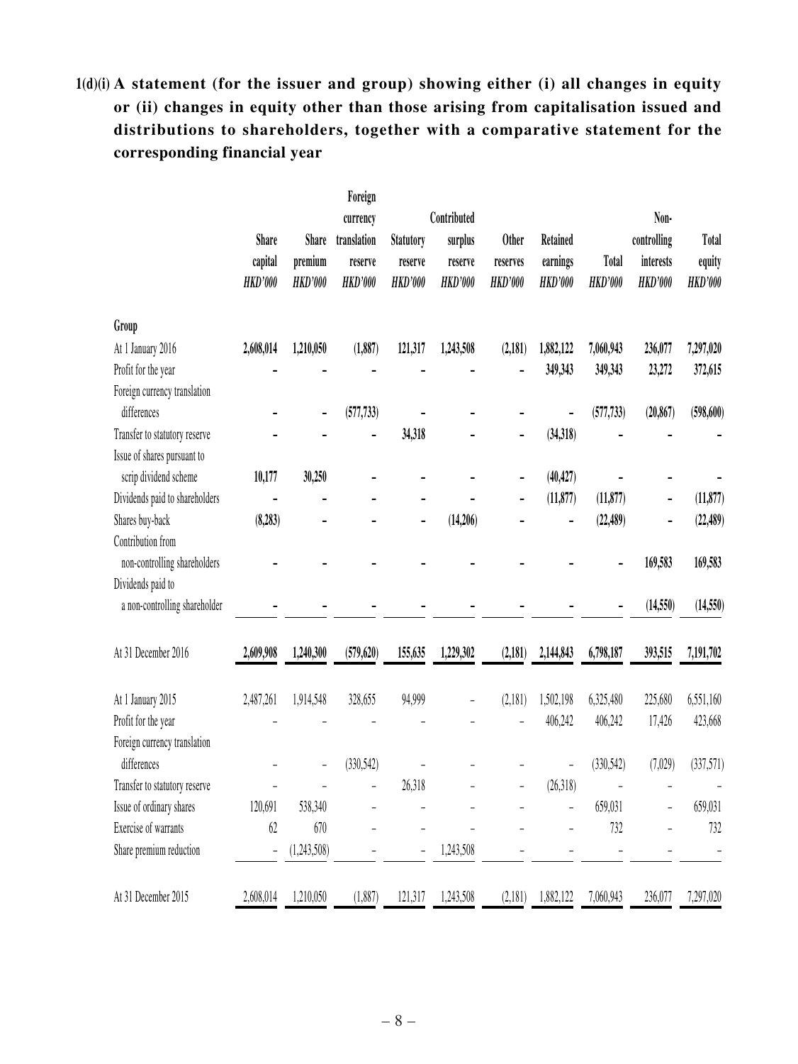**1(d)(i) A statement (for the issuer and group) showing either (i) all changes in equity or (ii) changes in equity other than those arising from capitalisation issued and distributions to shareholders, together with a comparative statement for the corresponding financial year**

| | Share capital *HKD'000* | Share premium *HKD'000* | Foreign currency translation reserve *HKD'000* | Statutory reserve *HKD'000* | Contributed surplus reserve *HKD'000* | Other reserves *HKD'000* | Retained earnings *HKD'000* | Total *HKD'000* | Non-controlling interests *HKD'000* | Total equity *HKD'000* |
|---|---|---|---|---|---|---|---|---|---|---|
| **Group** | | | | | | | | | | |
| **At 1 January 2016** | **2,608,014** | **1,210,050** | **(1,887)** | **121,317** | **1,243,508** | **(2,181)** | **1,882,122** | **7,060,943** | **236,077** | **7,297,020** |
| Profit for the year | **–** | **–** | **–** | **–** | **–** | **–** | **349,343** | **349,343** | **23,272** | **372,615** |
| Foreign currency translation differences | **–** | **–** | **(577,733)** | **–** | **–** | **–** | **–** | **(577,733)** | **(20,867)** | **(598,600)** |
| Transfer to statutory reserve | **–** | **–** | **–** | **34,318** | **–** | **–** | **(34,318)** | **–** | **–** | **–** |
| Issue of shares pursuant to scrip dividend scheme | **10,177** | **30,250** | **–** | **–** | **–** | **–** | **(40,427)** | **–** | **–** | **–** |
| Dividends paid to shareholders | **–** | **–** | **–** | **–** | **–** | **–** | **(11,877)** | **(11,877)** | **–** | **(11,877)** |
| Shares buy-back | **(8,283)** | **–** | **–** | **–** | **(14,206)** | **–** | **–** | **(22,489)** | **–** | **(22,489)** |
| Contribution from non-controlling shareholders | **–** | **–** | **–** | **–** | **–** | **–** | **–** | **–** | **169,583** | **169,583** |
| Dividends paid to a non-controlling shareholder | **–** | **–** | **–** | **–** | **–** | **–** | **–** | **–** | **(14,550)** | **(14,550)** |
| At 31 December 2016 | **2,609,908** | **1,240,300** | **(579,620)** | **155,635** | **1,229,302** | **(2,181)** | **2,144,843** | **6,798,187** | **393,515** | **7,191,702** |
| At 1 January 2015 | 2,487,261 | 1,914,548 | 328,655 | 94,999 | – | (2,181) | 1,502,198 | 6,325,480 | 225,680 | 6,551,160 |
| Profit for the year | – | – | – | – | – | – | 406,242 | 406,242 | 17,426 | 423,668 |
| Foreign currency translation differences | – | – | (330,542) | – | – | – | – | (330,542) | (7,029) | (337,571) |
| Transfer to statutory reserve | – | – | – | 26,318 | – | – | (26,318) | – | – | – |
| Issue of ordinary shares | 120,691 | 538,340 | – | – | – | – | – | 659,031 | – | 659,031 |
| Exercise of warrants | 62 | 670 | – | – | – | – | – | 732 | – | 732 |
| Share premium reduction | – | (1,243,508) | – | – | 1,243,508 | – | – | – | – | – |
| At 31 December 2015 | 2,608,014 | 1,210,050 | (1,887) | 121,317 | 1,243,508 | (2,181) | 1,882,122 | 7,060,943 | 236,077 | 7,297,020 |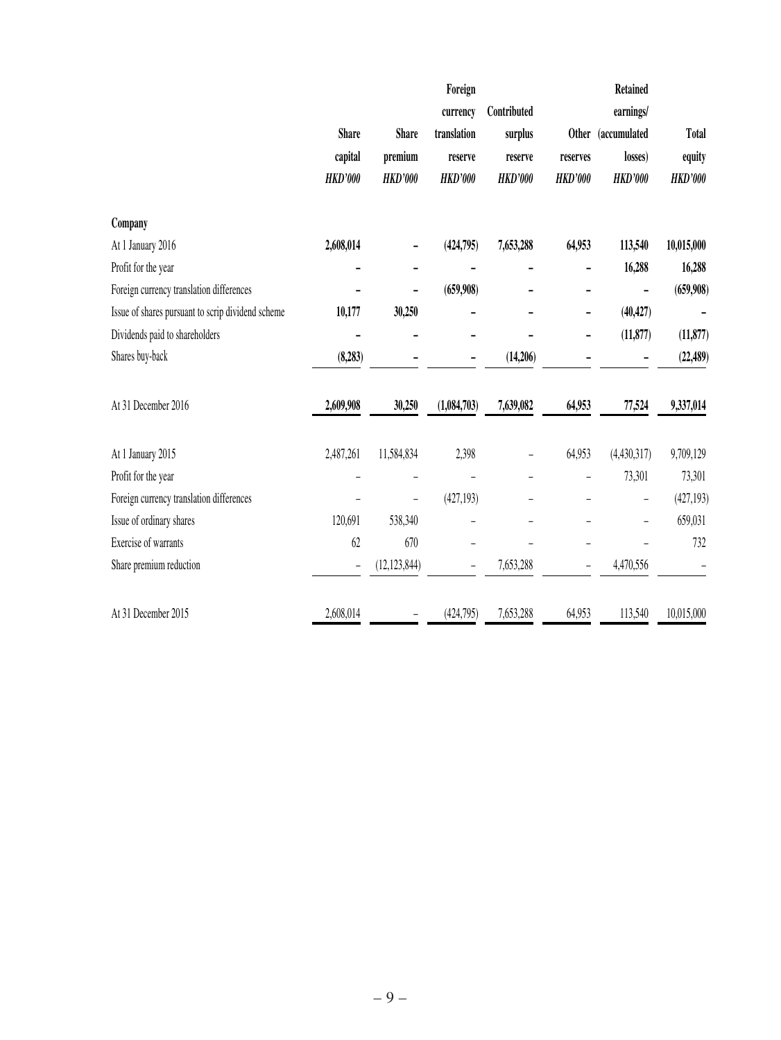| | Share capital | Share premium | Foreign currency translation reserve | Contributed surplus reserve | Other reserves | Retained earnings/ (accumulated losses) | Total equity |
|---|---|---|---|---|---|---|---|
| | *HKD'000* | *HKD'000* | *HKD'000* | *HKD'000* | *HKD'000* | *HKD'000* | *HKD'000* |
| **Company** | | | | | | | |
| **At 1 January 2016** | **2,608,014** | **–** | **(424,795)** | **7,653,288** | **64,953** | **113,540** | **10,015,000** |
| **Profit for the year** | **–** | **–** | **–** | **–** | **–** | **16,288** | **16,288** |
| **Foreign currency translation differences** | **–** | **–** | **(659,908)** | **–** | **–** | **–** | **(659,908)** |
| **Issue of shares pursuant to scrip dividend scheme** | **10,177** | **30,250** | **–** | **–** | **–** | **(40,427)** | **–** |
| **Dividends paid to shareholders** | **–** | **–** | **–** | **–** | **–** | **(11,877)** | **(11,877)** |
| **Shares buy-back** | **(8,283)** | **–** | **–** | **(14,206)** | **–** | **–** | **(22,489)** |
| **At 31 December 2016** | **2,609,908** | **30,250** | **(1,084,703)** | **7,639,082** | **64,953** | **77,524** | **9,337,014** |
| At 1 January 2015 | 2,487,261 | 11,584,834 | 2,398 | – | 64,953 | (4,430,317) | 9,709,129 |
| Profit for the year | – | – | – | – | – | 73,301 | 73,301 |
| Foreign currency translation differences | – | – | (427,193) | – | – | – | (427,193) |
| Issue of ordinary shares | 120,691 | 538,340 | – | – | – | – | 659,031 |
| Exercise of warrants | 62 | 670 | – | – | – | – | 732 |
| Share premium reduction | – | (12,123,844) | – | 7,653,288 | – | 4,470,556 | – |
| At 31 December 2015 | 2,608,014 | – | (424,795) | 7,653,288 | 64,953 | 113,540 | 10,015,000 |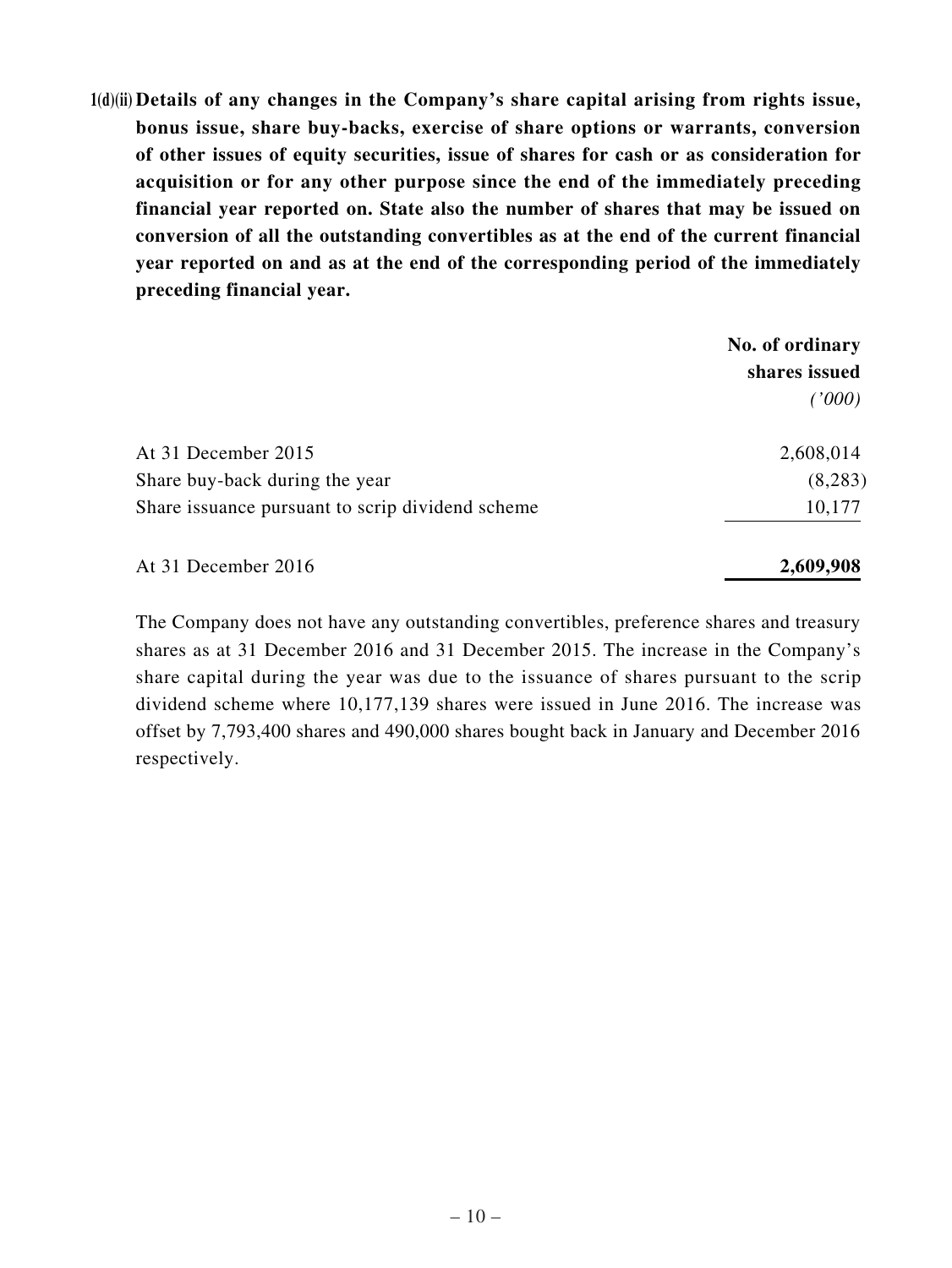**1(d)(ii) Details of any changes in the Company's share capital arising from rights issue, bonus issue, share buy-backs, exercise of share options or warrants, conversion of other issues of equity securities, issue of shares for cash or as consideration for acquisition or for any other purpose since the end of the immediately preceding financial year reported on. State also the number of shares that may be issued on conversion of all the outstanding convertibles as at the end of the current financial year reported on and as at the end of the corresponding period of the immediately preceding financial year.**

| | **No. of ordinary shares issued** *('000)* |
|---|---|
| At 31 December 2015 | 2,608,014 |
| Share buy-back during the year | (8,283) |
| Share issuance pursuant to scrip dividend scheme | 10,177 |
| At 31 December 2016 | **2,609,908** |

The Company does not have any outstanding convertibles, preference shares and treasury shares as at 31 December 2016 and 31 December 2015. The increase in the Company's share capital during the year was due to the issuance of shares pursuant to the scrip dividend scheme where 10,177,139 shares were issued in June 2016. The increase was offset by 7,793,400 shares and 490,000 shares bought back in January and December 2016 respectively.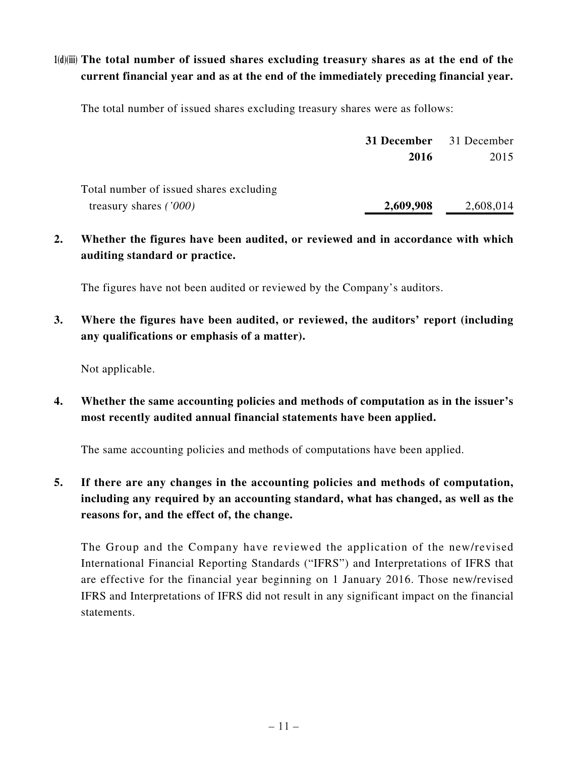**1(d)(iii) The total number of issued shares excluding treasury shares as at the end of the current financial year and as at the end of the immediately preceding financial year.**

The total number of issued shares excluding treasury shares were as follows:

| | **31 December 2016** | 31 December 2015 |
|---|---|---|
| Total number of issued shares excluding treasury shares *('000)* | **2,609,908** | 2,608,014 |

**2. Whether the figures have been audited, or reviewed and in accordance with which auditing standard or practice.**

The figures have not been audited or reviewed by the Company's auditors.

**3. Where the figures have been audited, or reviewed, the auditors' report (including any qualifications or emphasis of a matter).**

Not applicable.

**4. Whether the same accounting policies and methods of computation as in the issuer's most recently audited annual financial statements have been applied.**

The same accounting policies and methods of computations have been applied.

**5. If there are any changes in the accounting policies and methods of computation, including any required by an accounting standard, what has changed, as well as the reasons for, and the effect of, the change.**

The Group and the Company have reviewed the application of the new/revised International Financial Reporting Standards ("IFRS") and Interpretations of IFRS that are effective for the financial year beginning on 1 January 2016. Those new/revised IFRS and Interpretations of IFRS did not result in any significant impact on the financial statements.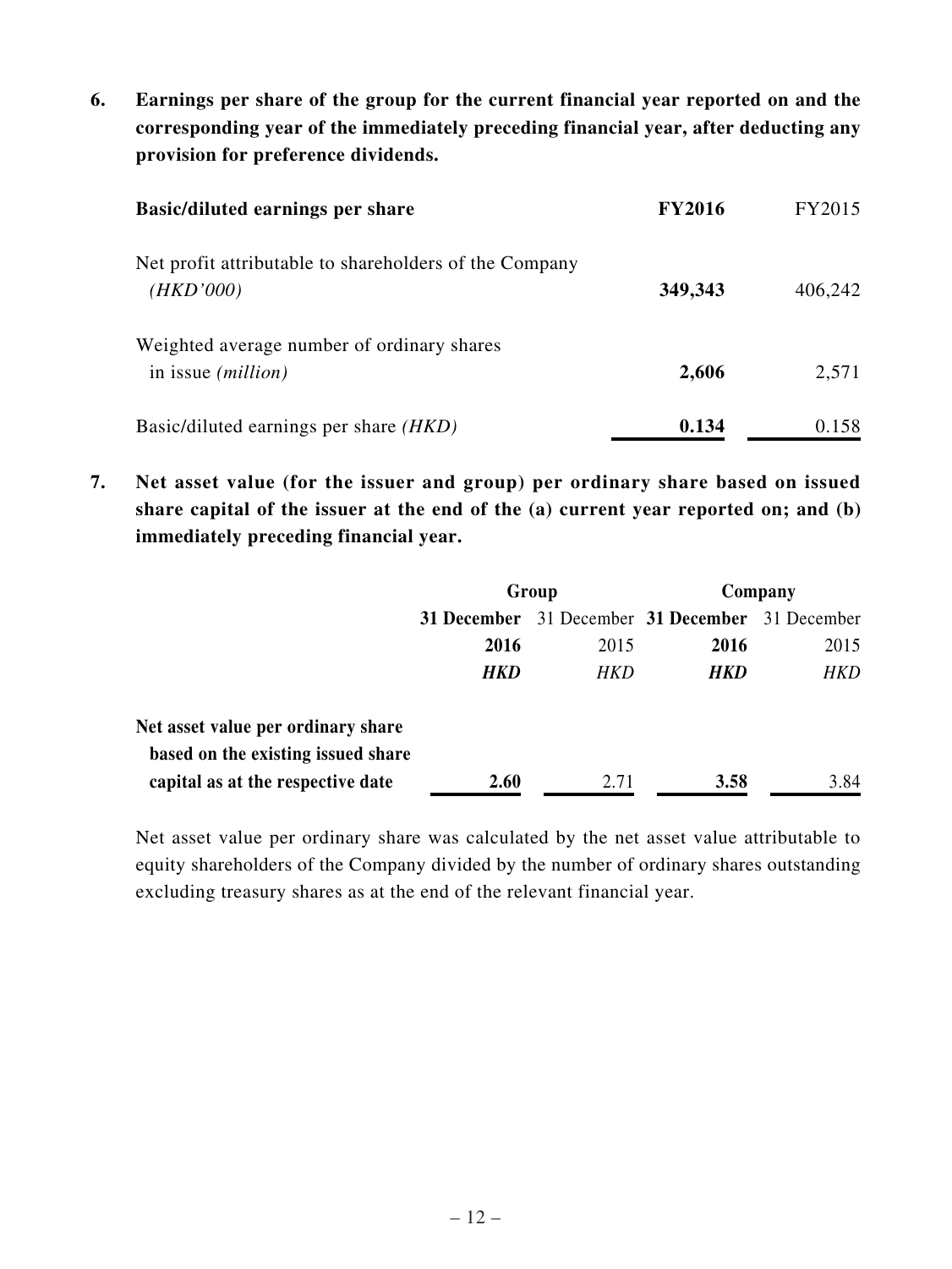**6. Earnings per share of the group for the current financial year reported on and the corresponding year of the immediately preceding financial year, after deducting any provision for preference dividends.**

| **Basic/diluted earnings per share** | **FY2016** | FY2015 |
|---|---|---|
| Net profit attributable to shareholders of the Company *(HKD'000)* | **349,343** | 406,242 |
| Weighted average number of ordinary shares in issue *(million)* | **2,606** | 2,571 |
| Basic/diluted earnings per share *(HKD)* | **0.134** | 0.158 |

**7. Net asset value (for the issuer and group) per ordinary share based on issued share capital of the issuer at the end of the (a) current year reported on; and (b) immediately preceding financial year.**

| | **Group** | | **Company** | |
|---|---|---|---|---|
| | **31 December 2016** | 31 December 2015 | **31 December 2016** | 31 December 2015 |
| | ***HKD*** | *HKD* | ***HKD*** | *HKD* |
| **Net asset value per ordinary share based on the existing issued share capital as at the respective date** | **2.60** | 2.71 | **3.58** | 3.84 |

Net asset value per ordinary share was calculated by the net asset value attributable to equity shareholders of the Company divided by the number of ordinary shares outstanding excluding treasury shares as at the end of the relevant financial year.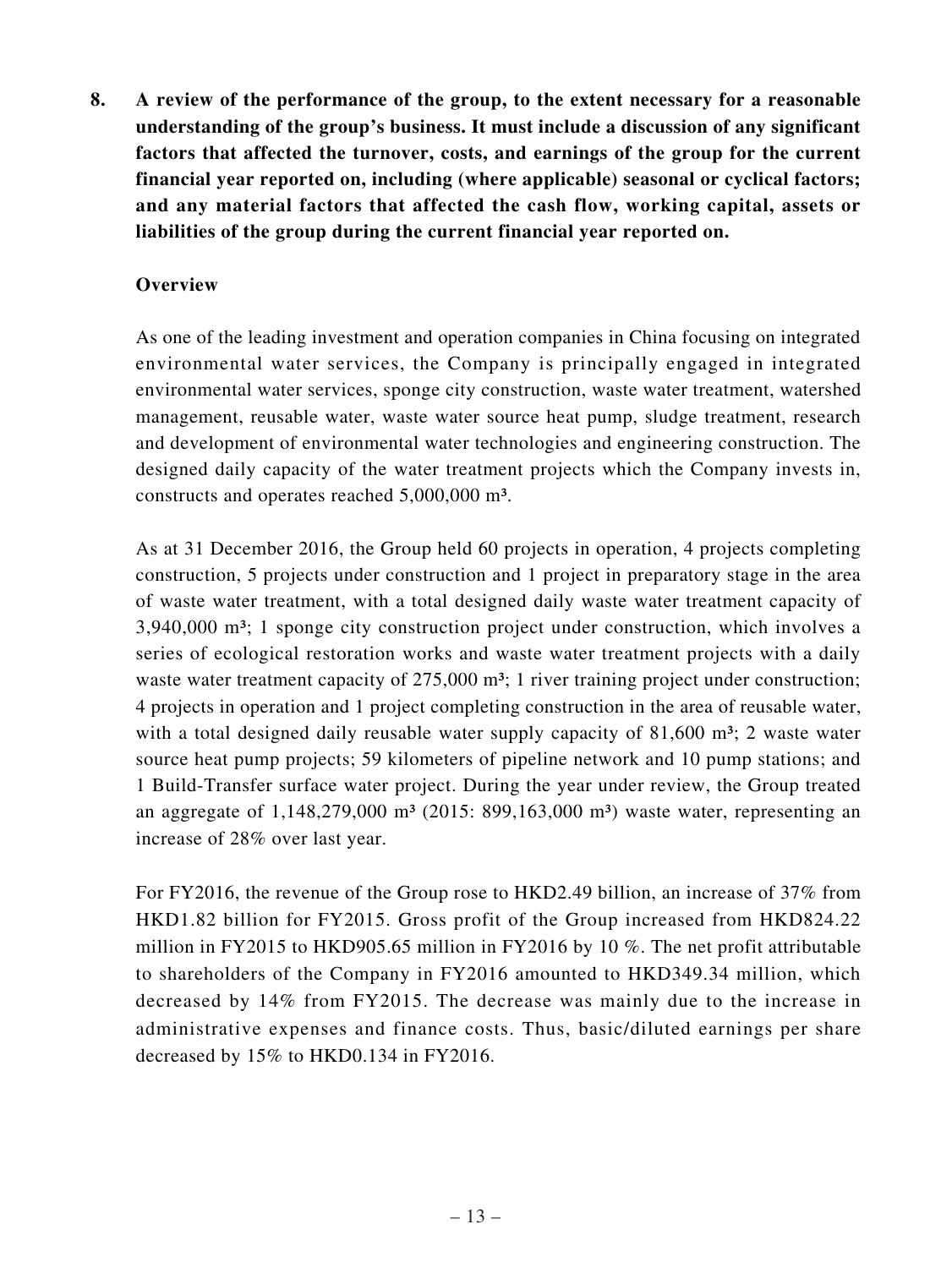**8. A review of the performance of the group, to the extent necessary for a reasonable understanding of the group's business. It must include a discussion of any significant factors that affected the turnover, costs, and earnings of the group for the current financial year reported on, including (where applicable) seasonal or cyclical factors; and any material factors that affected the cash flow, working capital, assets or liabilities of the group during the current financial year reported on.**

**Overview**

As one of the leading investment and operation companies in China focusing on integrated environmental water services, the Company is principally engaged in integrated environmental water services, sponge city construction, waste water treatment, watershed management, reusable water, waste water source heat pump, sludge treatment, research and development of environmental water technologies and engineering construction. The designed daily capacity of the water treatment projects which the Company invests in, constructs and operates reached 5,000,000 m$^3$.

As at 31 December 2016, the Group held 60 projects in operation, 4 projects completing construction, 5 projects under construction and 1 project in preparatory stage in the area of waste water treatment, with a total designed daily waste water treatment capacity of 3,940,000 m$^3$; 1 sponge city construction project under construction, which involves a series of ecological restoration works and waste water treatment projects with a daily waste water treatment capacity of 275,000 m$^3$; 1 river training project under construction; 4 projects in operation and 1 project completing construction in the area of reusable water, with a total designed daily reusable water supply capacity of 81,600 m$^3$; 2 waste water source heat pump projects; 59 kilometers of pipeline network and 10 pump stations; and 1 Build-Transfer surface water project. During the year under review, the Group treated an aggregate of 1,148,279,000 m$^3$ (2015: 899,163,000 m$^3$) waste water, representing an increase of 28% over last year.

For FY2016, the revenue of the Group rose to HKD2.49 billion, an increase of 37% from HKD1.82 billion for FY2015. Gross profit of the Group increased from HKD824.22 million in FY2015 to HKD905.65 million in FY2016 by 10 %. The net profit attributable to shareholders of the Company in FY2016 amounted to HKD349.34 million, which decreased by 14% from FY2015. The decrease was mainly due to the increase in administrative expenses and finance costs. Thus, basic/diluted earnings per share decreased by 15% to HKD0.134 in FY2016.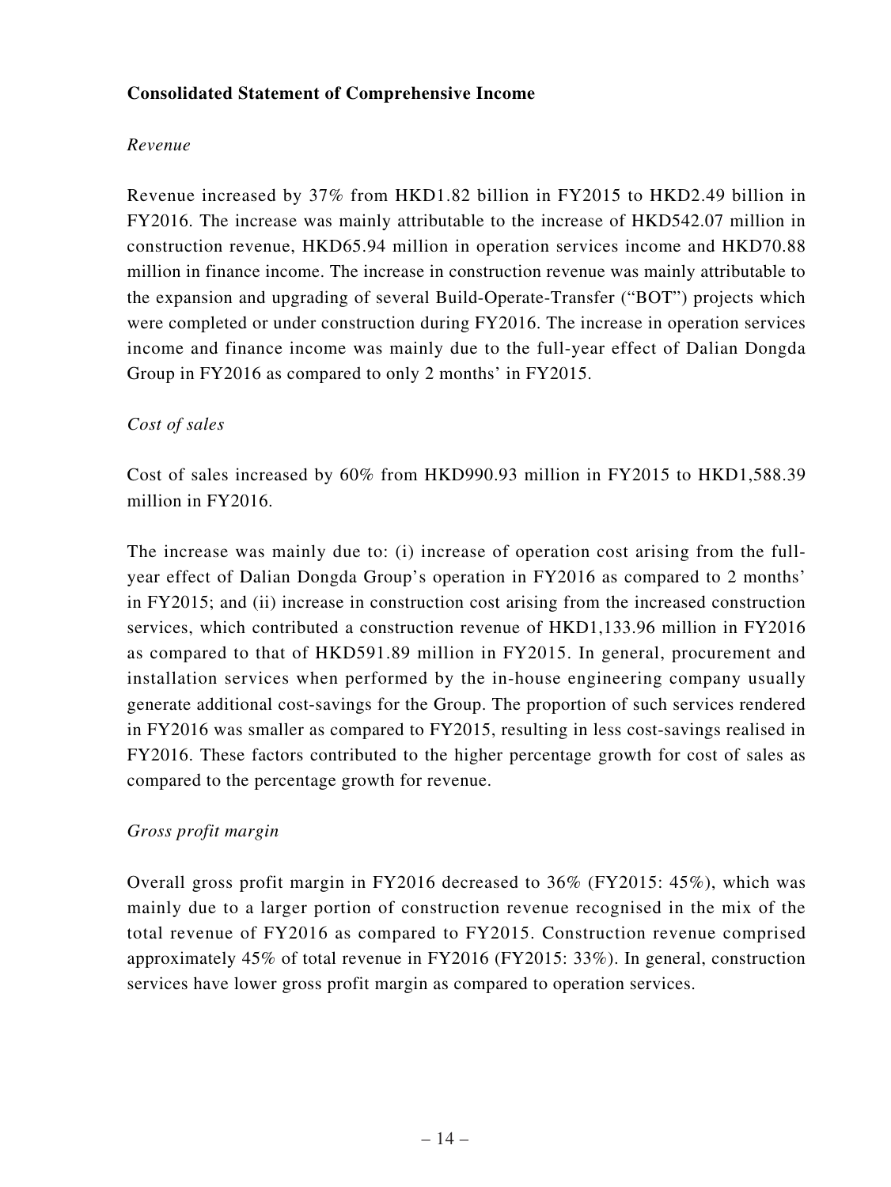**Consolidated Statement of Comprehensive Income**

*Revenue*

Revenue increased by 37% from HKD1.82 billion in FY2015 to HKD2.49 billion in FY2016. The increase was mainly attributable to the increase of HKD542.07 million in construction revenue, HKD65.94 million in operation services income and HKD70.88 million in finance income. The increase in construction revenue was mainly attributable to the expansion and upgrading of several Build-Operate-Transfer ("BOT") projects which were completed or under construction during FY2016. The increase in operation services income and finance income was mainly due to the full-year effect of Dalian Dongda Group in FY2016 as compared to only 2 months' in FY2015.

*Cost of sales*

Cost of sales increased by 60% from HKD990.93 million in FY2015 to HKD1,588.39 million in FY2016.

The increase was mainly due to: (i) increase of operation cost arising from the full-year effect of Dalian Dongda Group's operation in FY2016 as compared to 2 months' in FY2015; and (ii) increase in construction cost arising from the increased construction services, which contributed a construction revenue of HKD1,133.96 million in FY2016 as compared to that of HKD591.89 million in FY2015. In general, procurement and installation services when performed by the in-house engineering company usually generate additional cost-savings for the Group. The proportion of such services rendered in FY2016 was smaller as compared to FY2015, resulting in less cost-savings realised in FY2016. These factors contributed to the higher percentage growth for cost of sales as compared to the percentage growth for revenue.

*Gross profit margin*

Overall gross profit margin in FY2016 decreased to 36% (FY2015: 45%), which was mainly due to a larger portion of construction revenue recognised in the mix of the total revenue of FY2016 as compared to FY2015. Construction revenue comprised approximately 45% of total revenue in FY2016 (FY2015: 33%). In general, construction services have lower gross profit margin as compared to operation services.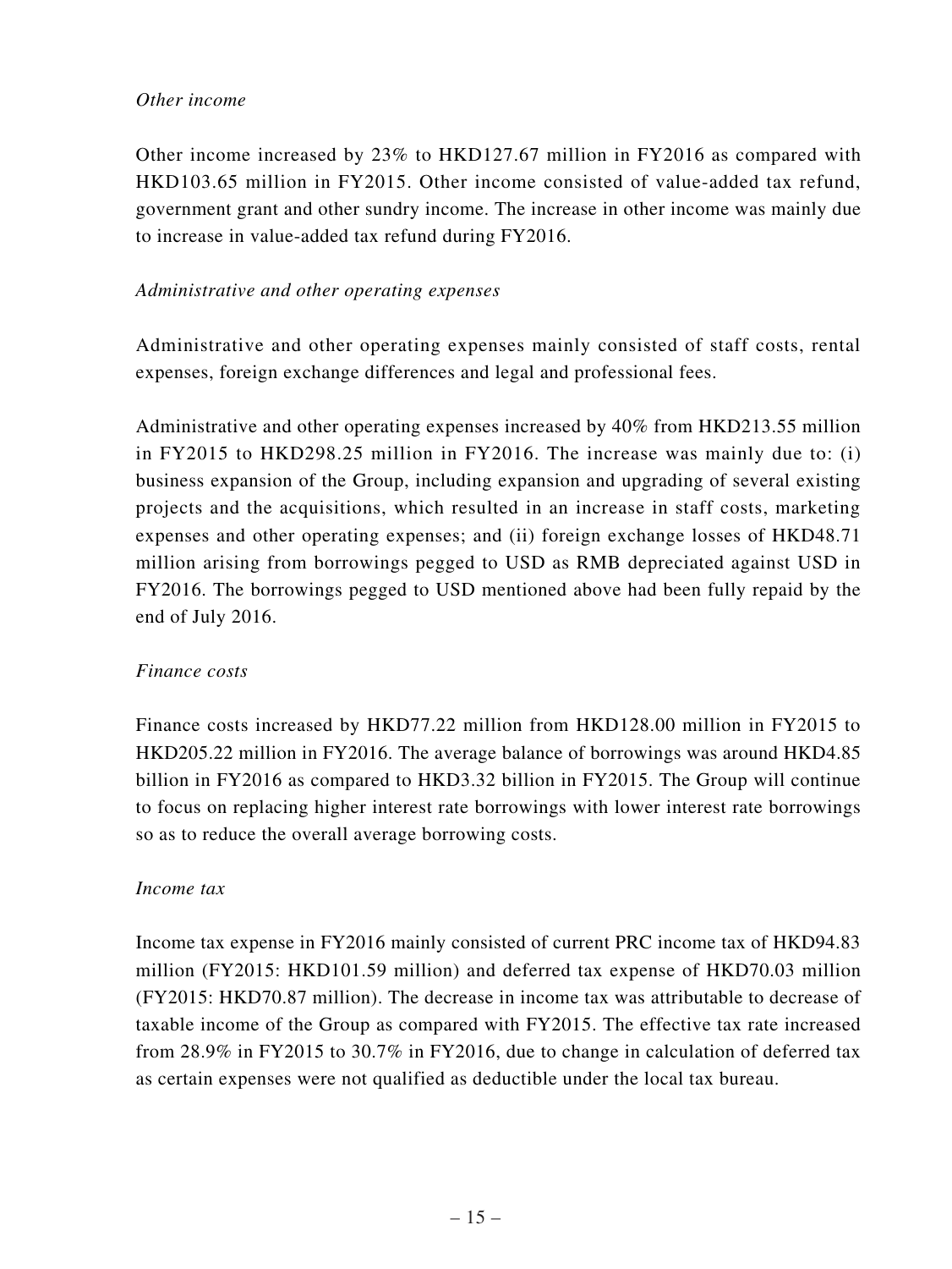*Other income*

Other income increased by 23% to HKD127.67 million in FY2016 as compared with HKD103.65 million in FY2015. Other income consisted of value-added tax refund, government grant and other sundry income. The increase in other income was mainly due to increase in value-added tax refund during FY2016.

*Administrative and other operating expenses*

Administrative and other operating expenses mainly consisted of staff costs, rental expenses, foreign exchange differences and legal and professional fees.

Administrative and other operating expenses increased by 40% from HKD213.55 million in FY2015 to HKD298.25 million in FY2016. The increase was mainly due to: (i) business expansion of the Group, including expansion and upgrading of several existing projects and the acquisitions, which resulted in an increase in staff costs, marketing expenses and other operating expenses; and (ii) foreign exchange losses of HKD48.71 million arising from borrowings pegged to USD as RMB depreciated against USD in FY2016. The borrowings pegged to USD mentioned above had been fully repaid by the end of July 2016.

*Finance costs*

Finance costs increased by HKD77.22 million from HKD128.00 million in FY2015 to HKD205.22 million in FY2016. The average balance of borrowings was around HKD4.85 billion in FY2016 as compared to HKD3.32 billion in FY2015. The Group will continue to focus on replacing higher interest rate borrowings with lower interest rate borrowings so as to reduce the overall average borrowing costs.

*Income tax*

Income tax expense in FY2016 mainly consisted of current PRC income tax of HKD94.83 million (FY2015: HKD101.59 million) and deferred tax expense of HKD70.03 million (FY2015: HKD70.87 million). The decrease in income tax was attributable to decrease of taxable income of the Group as compared with FY2015. The effective tax rate increased from 28.9% in FY2015 to 30.7% in FY2016, due to change in calculation of deferred tax as certain expenses were not qualified as deductible under the local tax bureau.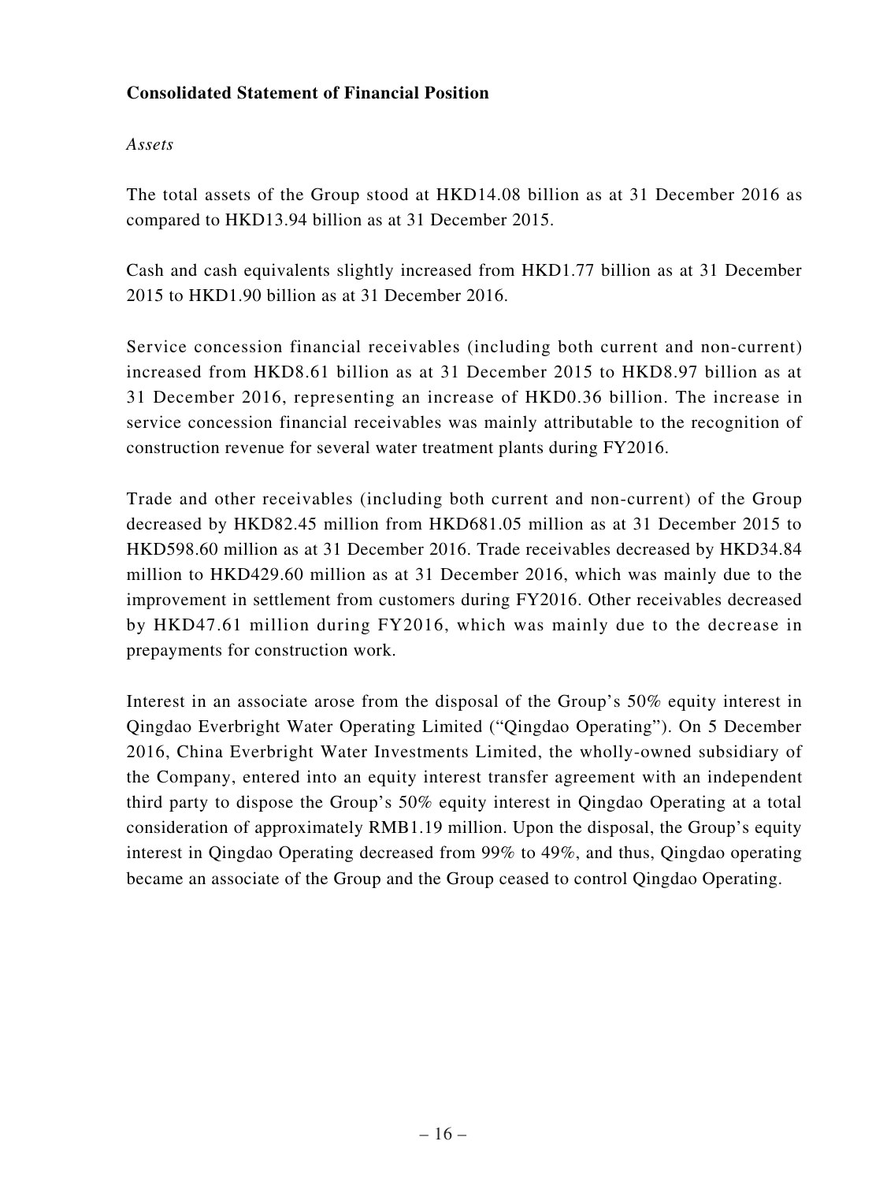**Consolidated Statement of Financial Position**

*Assets*

The total assets of the Group stood at HKD14.08 billion as at 31 December 2016 as compared to HKD13.94 billion as at 31 December 2015.

Cash and cash equivalents slightly increased from HKD1.77 billion as at 31 December 2015 to HKD1.90 billion as at 31 December 2016.

Service concession financial receivables (including both current and non-current) increased from HKD8.61 billion as at 31 December 2015 to HKD8.97 billion as at 31 December 2016, representing an increase of HKD0.36 billion. The increase in service concession financial receivables was mainly attributable to the recognition of construction revenue for several water treatment plants during FY2016.

Trade and other receivables (including both current and non-current) of the Group decreased by HKD82.45 million from HKD681.05 million as at 31 December 2015 to HKD598.60 million as at 31 December 2016. Trade receivables decreased by HKD34.84 million to HKD429.60 million as at 31 December 2016, which was mainly due to the improvement in settlement from customers during FY2016. Other receivables decreased by HKD47.61 million during FY2016, which was mainly due to the decrease in prepayments for construction work.

Interest in an associate arose from the disposal of the Group's 50% equity interest in Qingdao Everbright Water Operating Limited ("Qingdao Operating"). On 5 December 2016, China Everbright Water Investments Limited, the wholly-owned subsidiary of the Company, entered into an equity interest transfer agreement with an independent third party to dispose the Group's 50% equity interest in Qingdao Operating at a total consideration of approximately RMB1.19 million. Upon the disposal, the Group's equity interest in Qingdao Operating decreased from 99% to 49%, and thus, Qingdao operating became an associate of the Group and the Group ceased to control Qingdao Operating.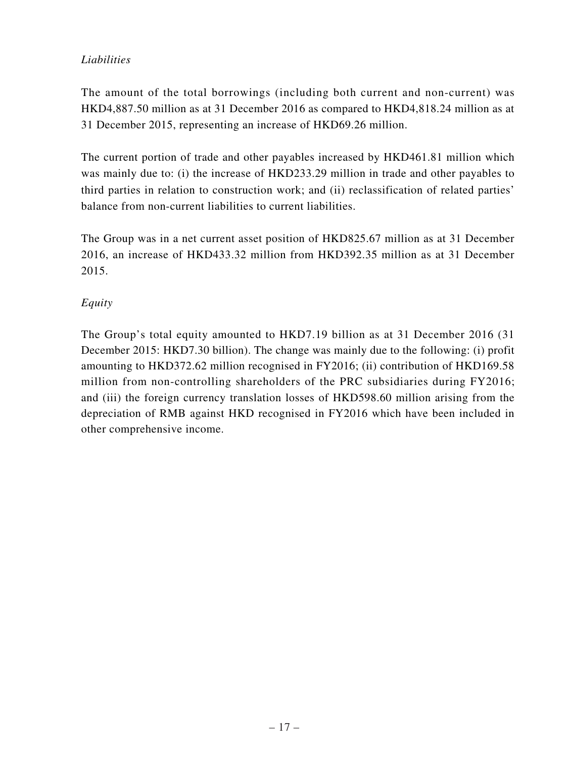*Liabilities*

The amount of the total borrowings (including both current and non-current) was HKD4,887.50 million as at 31 December 2016 as compared to HKD4,818.24 million as at 31 December 2015, representing an increase of HKD69.26 million.

The current portion of trade and other payables increased by HKD461.81 million which was mainly due to: (i) the increase of HKD233.29 million in trade and other payables to third parties in relation to construction work; and (ii) reclassification of related parties' balance from non-current liabilities to current liabilities.

The Group was in a net current asset position of HKD825.67 million as at 31 December 2016, an increase of HKD433.32 million from HKD392.35 million as at 31 December 2015.

*Equity*

The Group's total equity amounted to HKD7.19 billion as at 31 December 2016 (31 December 2015: HKD7.30 billion). The change was mainly due to the following: (i) profit amounting to HKD372.62 million recognised in FY2016; (ii) contribution of HKD169.58 million from non-controlling shareholders of the PRC subsidiaries during FY2016; and (iii) the foreign currency translation losses of HKD598.60 million arising from the depreciation of RMB against HKD recognised in FY2016 which have been included in other comprehensive income.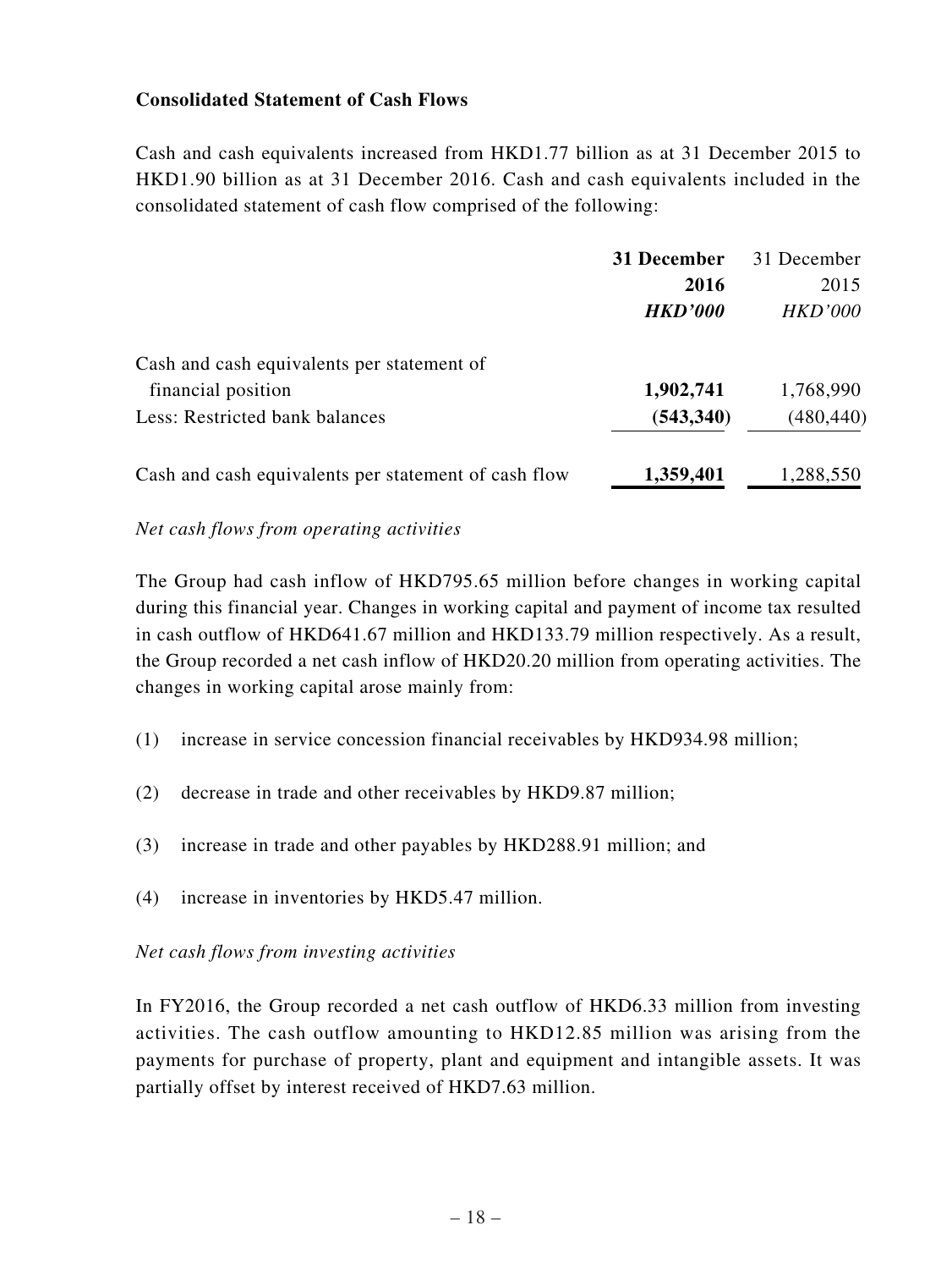**Consolidated Statement of Cash Flows**

Cash and cash equivalents increased from HKD1.77 billion as at 31 December 2015 to HKD1.90 billion as at 31 December 2016. Cash and cash equivalents included in the consolidated statement of cash flow comprised of the following:

| | **31 December 2016** | 31 December 2015 |
|---|---|---|
| | ***HKD'000*** | *HKD'000* |
| Cash and cash equivalents per statement of financial position | **1,902,741** | 1,768,990 |
| Less: Restricted bank balances | **(543,340)** | (480,440) |
| Cash and cash equivalents per statement of cash flow | **1,359,401** | 1,288,550 |

*Net cash flows from operating activities*

The Group had cash inflow of HKD795.65 million before changes in working capital during this financial year. Changes in working capital and payment of income tax resulted in cash outflow of HKD641.67 million and HKD133.79 million respectively. As a result, the Group recorded a net cash inflow of HKD20.20 million from operating activities. The changes in working capital arose mainly from:

(1) increase in service concession financial receivables by HKD934.98 million;

(2) decrease in trade and other receivables by HKD9.87 million;

(3) increase in trade and other payables by HKD288.91 million; and

(4) increase in inventories by HKD5.47 million.

*Net cash flows from investing activities*

In FY2016, the Group recorded a net cash outflow of HKD6.33 million from investing activities. The cash outflow amounting to HKD12.85 million was arising from the payments for purchase of property, plant and equipment and intangible assets. It was partially offset by interest received of HKD7.63 million.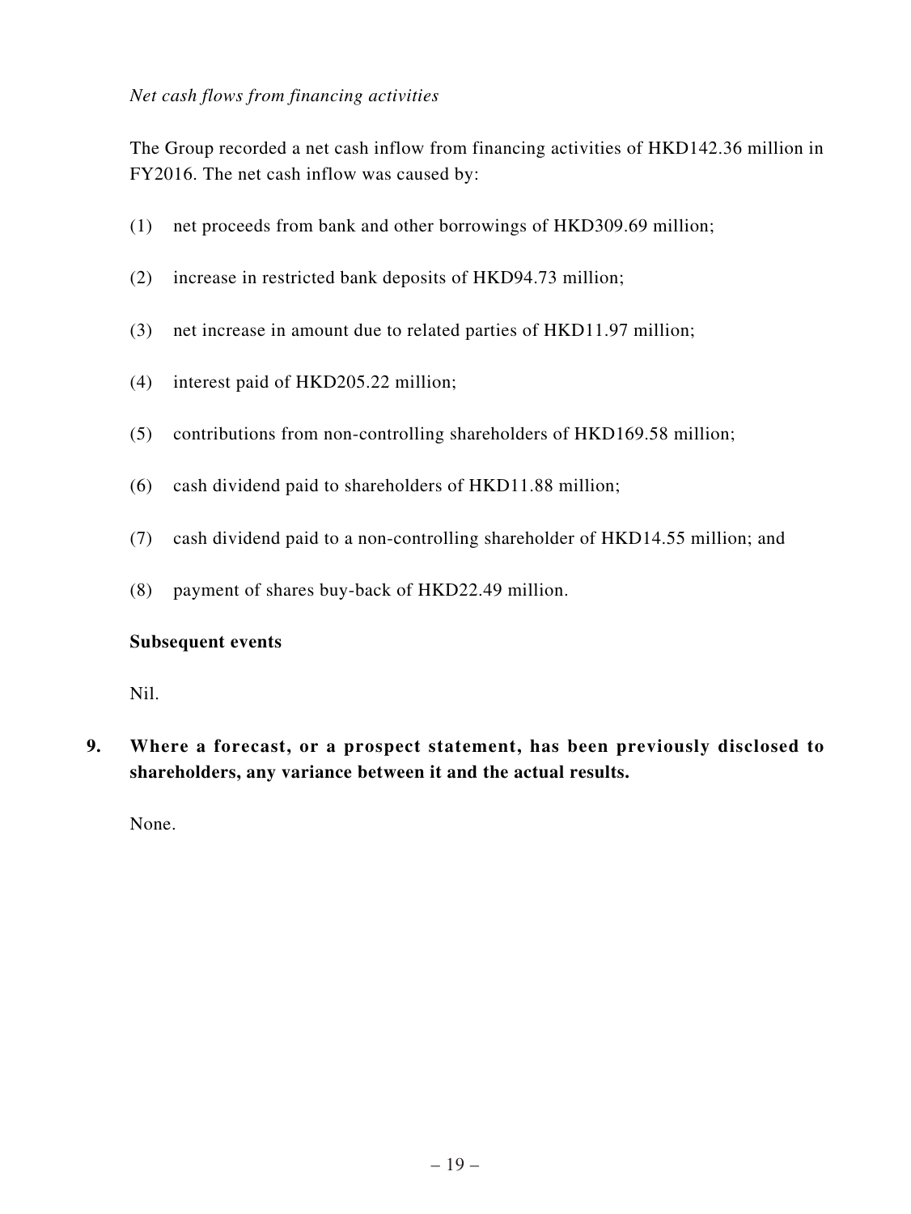*Net cash flows from financing activities*

The Group recorded a net cash inflow from financing activities of HKD142.36 million in FY2016. The net cash inflow was caused by:

(1) net proceeds from bank and other borrowings of HKD309.69 million;

(2) increase in restricted bank deposits of HKD94.73 million;

(3) net increase in amount due to related parties of HKD11.97 million;

(4) interest paid of HKD205.22 million;

(5) contributions from non-controlling shareholders of HKD169.58 million;

(6) cash dividend paid to shareholders of HKD11.88 million;

(7) cash dividend paid to a non-controlling shareholder of HKD14.55 million; and

(8) payment of shares buy-back of HKD22.49 million.

**Subsequent events**

Nil.

**9. Where a forecast, or a prospect statement, has been previously disclosed to shareholders, any variance between it and the actual results.**

None.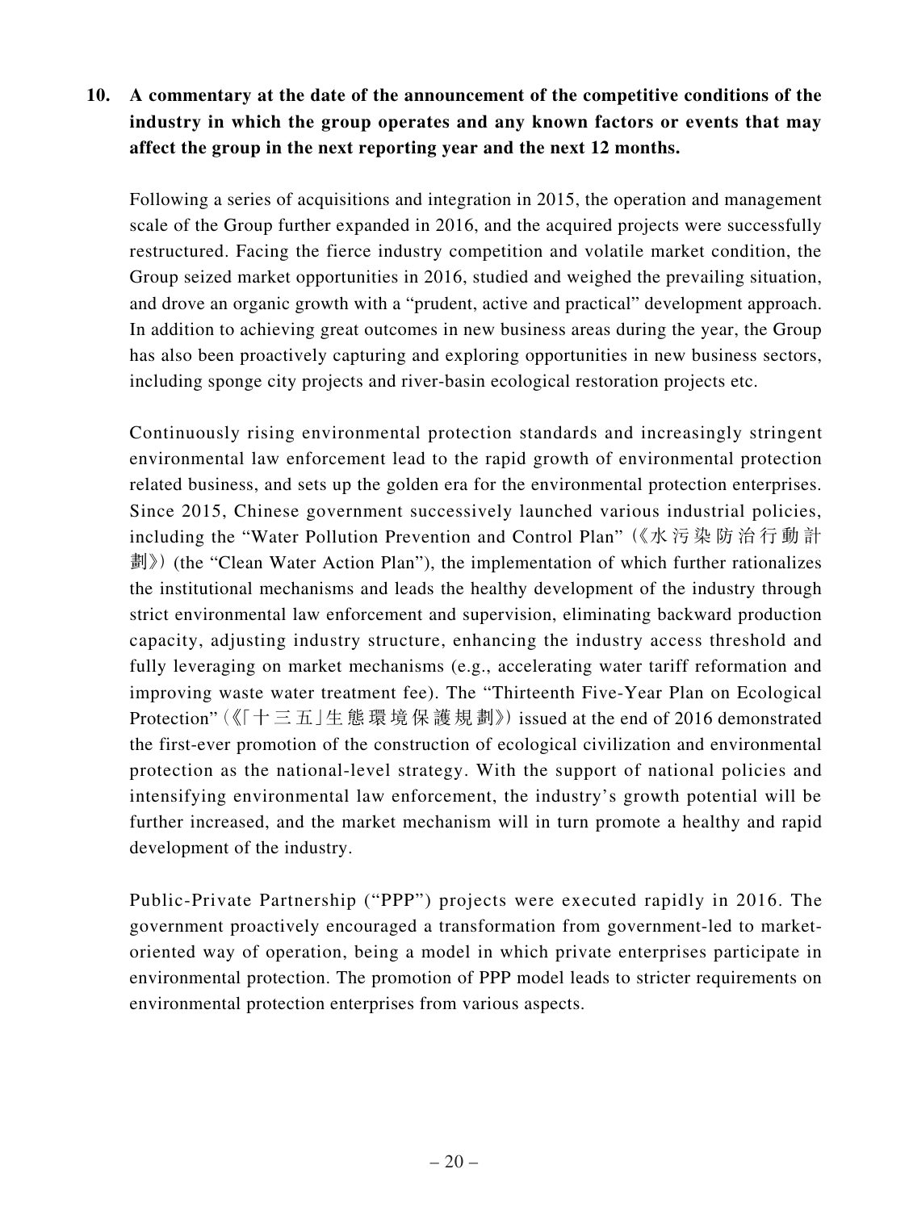**10. A commentary at the date of the announcement of the competitive conditions of the industry in which the group operates and any known factors or events that may affect the group in the next reporting year and the next 12 months.**

Following a series of acquisitions and integration in 2015, the operation and management scale of the Group further expanded in 2016, and the acquired projects were successfully restructured. Facing the fierce industry competition and volatile market condition, the Group seized market opportunities in 2016, studied and weighed the prevailing situation, and drove an organic growth with a "prudent, active and practical" development approach. In addition to achieving great outcomes in new business areas during the year, the Group has also been proactively capturing and exploring opportunities in new business sectors, including sponge city projects and river-basin ecological restoration projects etc.

Continuously rising environmental protection standards and increasingly stringent environmental law enforcement lead to the rapid growth of environmental protection related business, and sets up the golden era for the environmental protection enterprises. Since 2015, Chinese government successively launched various industrial policies, including the "Water Pollution Prevention and Control Plan" (《水污染防治行動計劃》) (the "Clean Water Action Plan"), the implementation of which further rationalizes the institutional mechanisms and leads the healthy development of the industry through strict environmental law enforcement and supervision, eliminating backward production capacity, adjusting industry structure, enhancing the industry access threshold and fully leveraging on market mechanisms (e.g., accelerating water tariff reformation and improving waste water treatment fee). The "Thirteenth Five-Year Plan on Ecological Protection" (《「十三五」生態環境保護規劃》) issued at the end of 2016 demonstrated the first-ever promotion of the construction of ecological civilization and environmental protection as the national-level strategy. With the support of national policies and intensifying environmental law enforcement, the industry's growth potential will be further increased, and the market mechanism will in turn promote a healthy and rapid development of the industry.

Public-Private Partnership ("PPP") projects were executed rapidly in 2016. The government proactively encouraged a transformation from government-led to market-oriented way of operation, being a model in which private enterprises participate in environmental protection. The promotion of PPP model leads to stricter requirements on environmental protection enterprises from various aspects.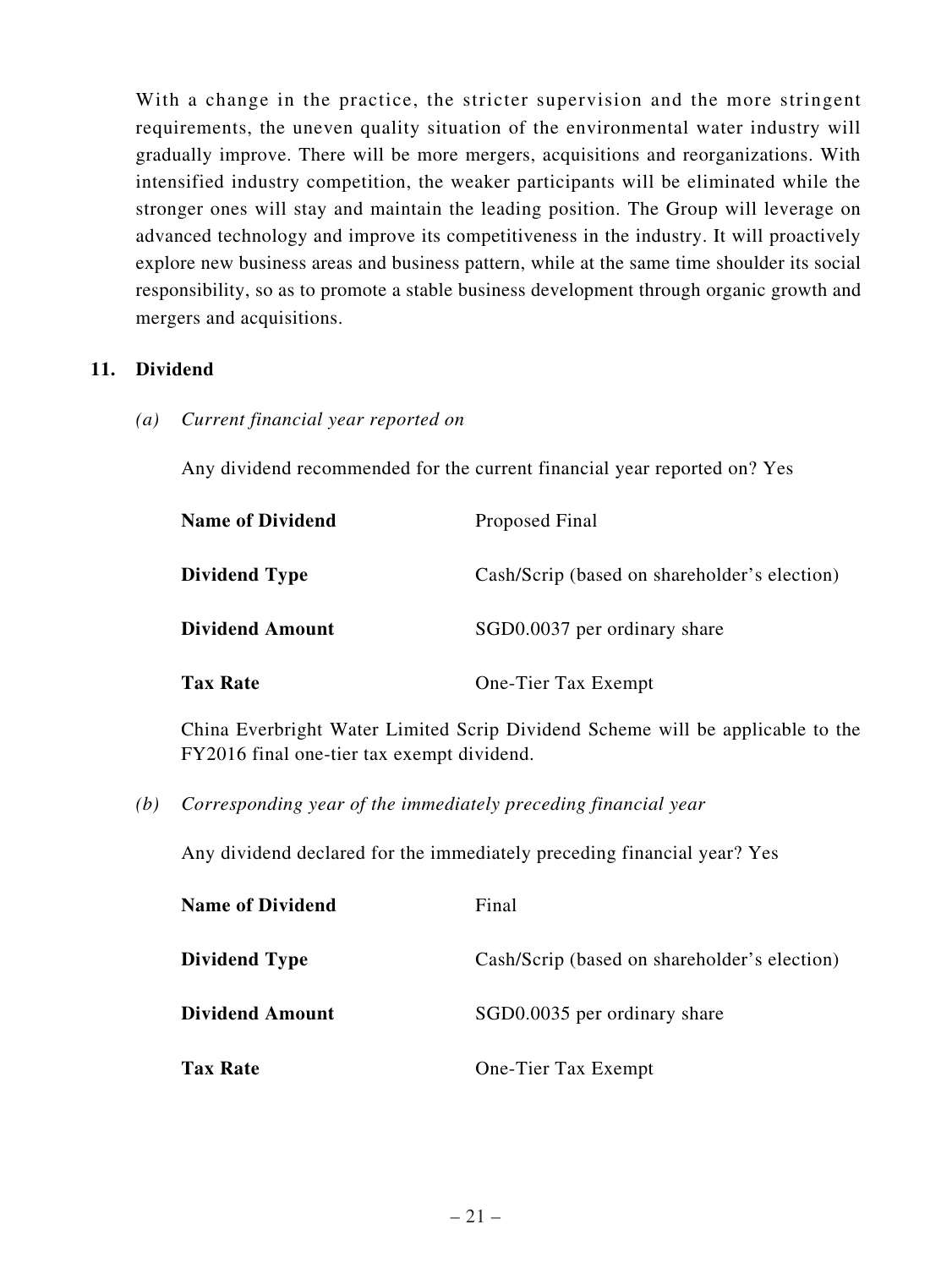With a change in the practice, the stricter supervision and the more stringent requirements, the uneven quality situation of the environmental water industry will gradually improve. There will be more mergers, acquisitions and reorganizations. With intensified industry competition, the weaker participants will be eliminated while the stronger ones will stay and maintain the leading position. The Group will leverage on advanced technology and improve its competitiveness in the industry. It will proactively explore new business areas and business pattern, while at the same time shoulder its social responsibility, so as to promote a stable business development through organic growth and mergers and acquisitions.

## 11. Dividend

*(a) Current financial year reported on*

Any dividend recommended for the current financial year reported on? Yes

| | |
|---|---|
| **Name of Dividend** | Proposed Final |
| **Dividend Type** | Cash/Scrip (based on shareholder's election) |
| **Dividend Amount** | SGD0.0037 per ordinary share |
| **Tax Rate** | One-Tier Tax Exempt |

China Everbright Water Limited Scrip Dividend Scheme will be applicable to the FY2016 final one-tier tax exempt dividend.

*(b) Corresponding year of the immediately preceding financial year*

Any dividend declared for the immediately preceding financial year? Yes

| | |
|---|---|
| **Name of Dividend** | Final |
| **Dividend Type** | Cash/Scrip (based on shareholder's election) |
| **Dividend Amount** | SGD0.0035 per ordinary share |
| **Tax Rate** | One-Tier Tax Exempt |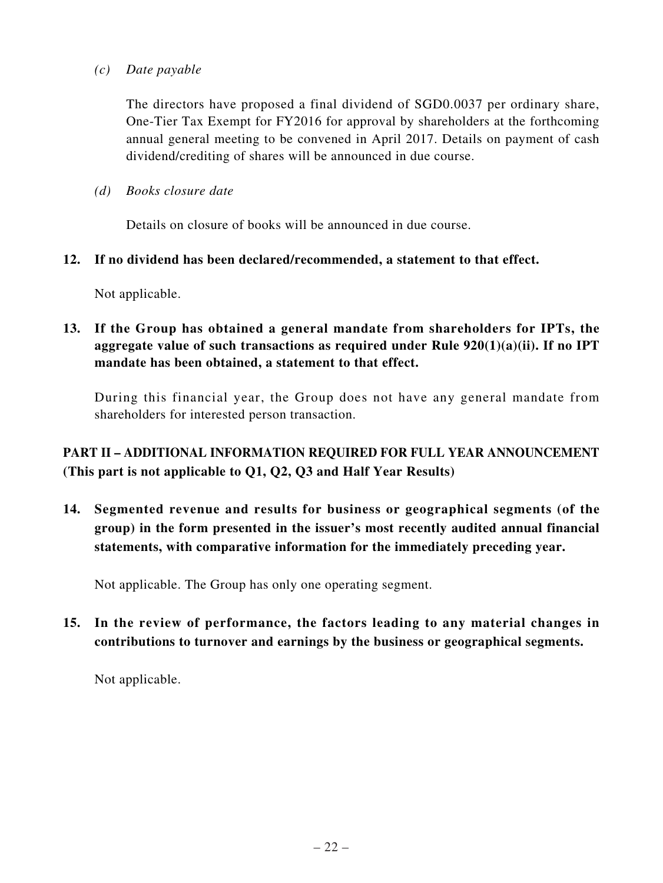*(c) Date payable*

The directors have proposed a final dividend of SGD0.0037 per ordinary share, One-Tier Tax Exempt for FY2016 for approval by shareholders at the forthcoming annual general meeting to be convened in April 2017. Details on payment of cash dividend/crediting of shares will be announced in due course.

*(d) Books closure date*

Details on closure of books will be announced in due course.

**12. If no dividend has been declared/recommended, a statement to that effect.**

Not applicable.

**13. If the Group has obtained a general mandate from shareholders for IPTs, the aggregate value of such transactions as required under Rule 920(1)(a)(ii). If no IPT mandate has been obtained, a statement to that effect.**

During this financial year, the Group does not have any general mandate from shareholders for interested person transaction.

## PART II – ADDITIONAL INFORMATION REQUIRED FOR FULL YEAR ANNOUNCEMENT (This part is not applicable to Q1, Q2, Q3 and Half Year Results)

**14. Segmented revenue and results for business or geographical segments (of the group) in the form presented in the issuer's most recently audited annual financial statements, with comparative information for the immediately preceding year.**

Not applicable. The Group has only one operating segment.

**15. In the review of performance, the factors leading to any material changes in contributions to turnover and earnings by the business or geographical segments.**

Not applicable.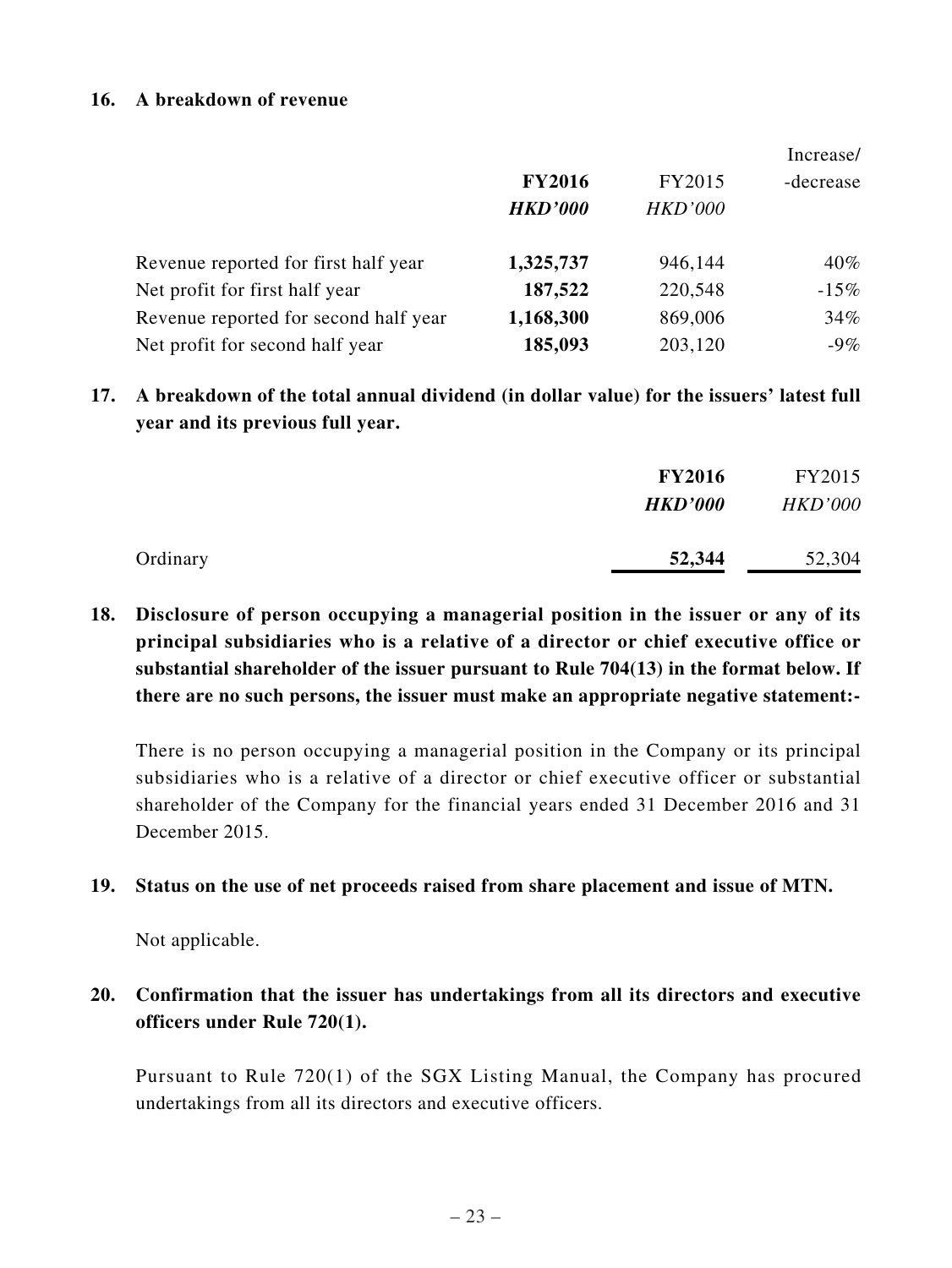**16. A breakdown of revenue**

| | **FY2016** | FY2015 | Increase/ -decrease |
|---|---|---|---|
| | ***HKD'000*** | *HKD'000* | |
| Revenue reported for first half year | **1,325,737** | 946,144 | 40% |
| Net profit for first half year | **187,522** | 220,548 | -15% |
| Revenue reported for second half year | **1,168,300** | 869,006 | 34% |
| Net profit for second half year | **185,093** | 203,120 | -9% |

**17. A breakdown of the total annual dividend (in dollar value) for the issuers' latest full year and its previous full year.**

| | **FY2016** | FY2015 |
|---|---|---|
| | ***HKD'000*** | *HKD'000* |
| Ordinary | **52,344** | 52,304 |

**18. Disclosure of person occupying a managerial position in the issuer or any of its principal subsidiaries who is a relative of a director or chief executive office or substantial shareholder of the issuer pursuant to Rule 704(13) in the format below. If there are no such persons, the issuer must make an appropriate negative statement:-**

There is no person occupying a managerial position in the Company or its principal subsidiaries who is a relative of a director or chief executive officer or substantial shareholder of the Company for the financial years ended 31 December 2016 and 31 December 2015.

**19. Status on the use of net proceeds raised from share placement and issue of MTN.**

Not applicable.

**20. Confirmation that the issuer has undertakings from all its directors and executive officers under Rule 720(1).**

Pursuant to Rule 720(1) of the SGX Listing Manual, the Company has procured undertakings from all its directors and executive officers.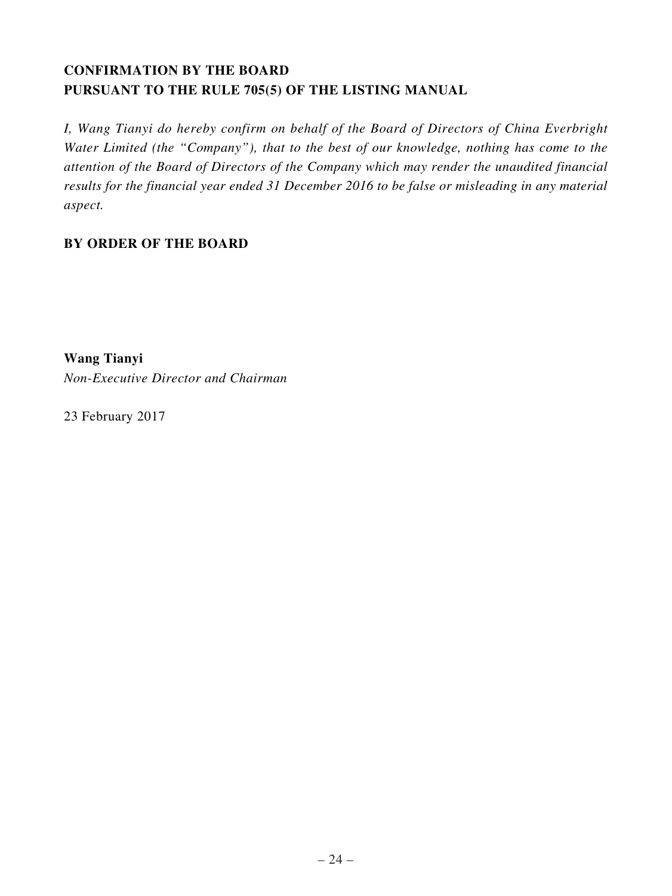**CONFIRMATION BY THE BOARD**
**PURSUANT TO THE RULE 705(5) OF THE LISTING MANUAL**

*I, Wang Tianyi do hereby confirm on behalf of the Board of Directors of China Everbright Water Limited (the "Company"), that to the best of our knowledge, nothing has come to the attention of the Board of Directors of the Company which may render the unaudited financial results for the financial year ended 31 December 2016 to be false or misleading in any material aspect.*

**BY ORDER OF THE BOARD**

**Wang Tianyi**
*Non-Executive Director and Chairman*

23 February 2017